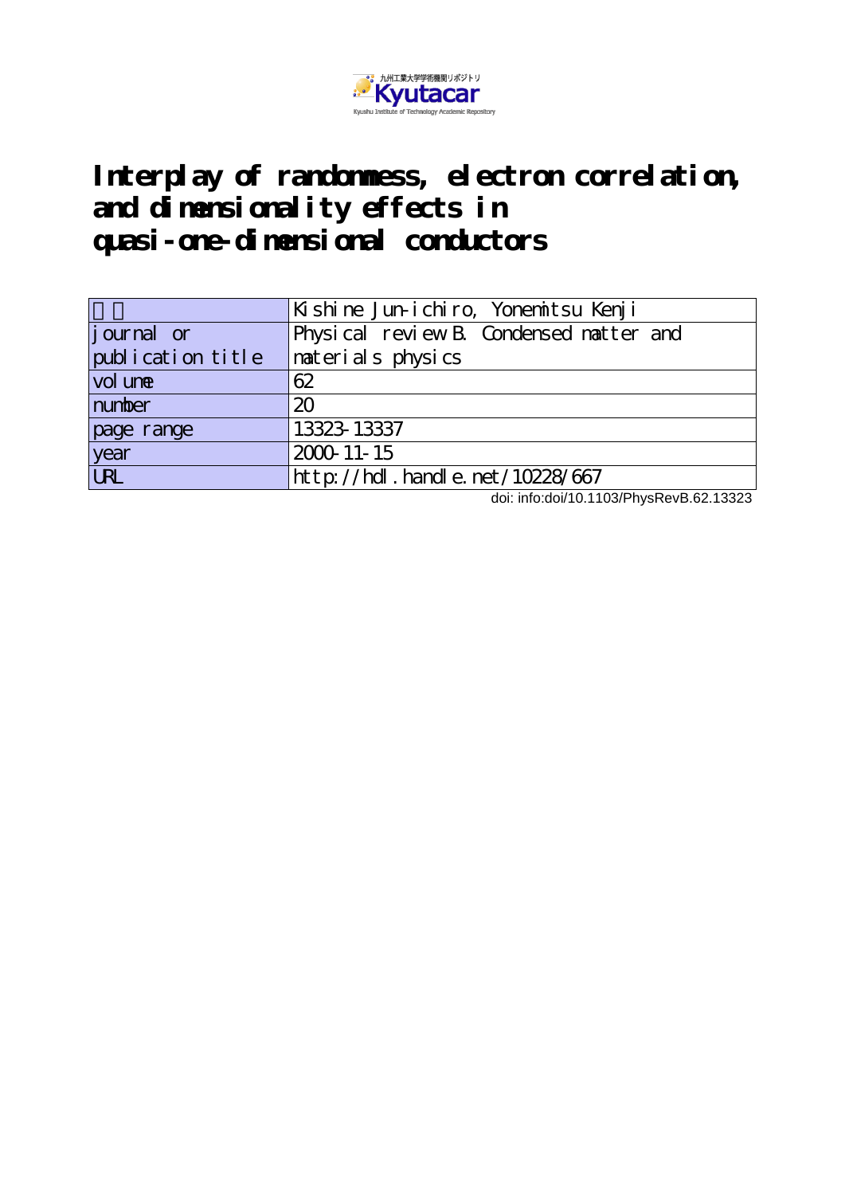# Interplay of randomness, electron correlation, and dimensionality effects in quasi-one-dimensional conductors

| 著者 | Kishine Jun-ichiro, Yonemitsu Kenji |
|---|---|
| journal or publication title | Physical review B. Condensed matter and materials physics |
| volume | 62 |
| number | 20 |
| page range | 13323-13337 |
| year | 2000-11-15 |
| URL | http://hdl.handle.net/10228/667 |

doi: info:doi/10.1103/PhysRevB.62.13323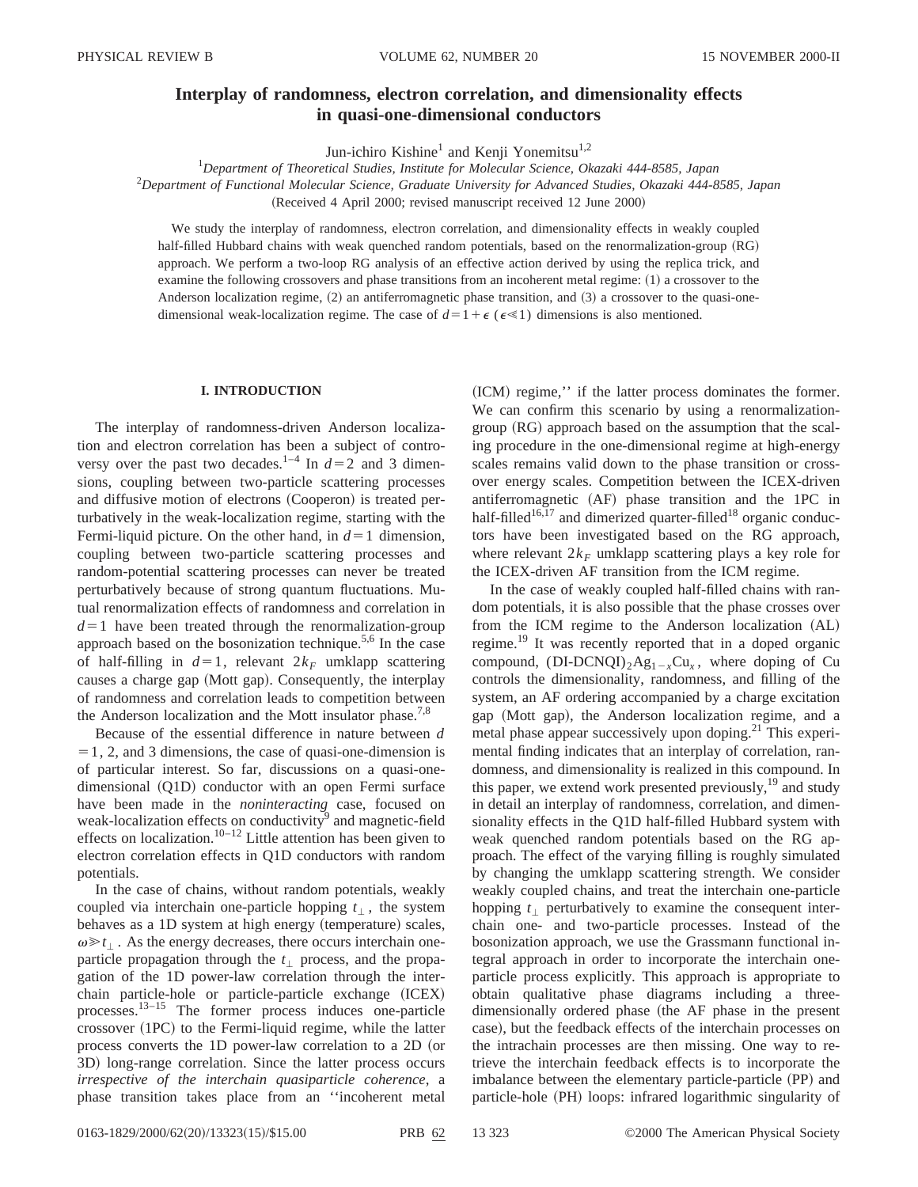# Interplay of randomness, electron correlation, and dimensionality effects in quasi-one-dimensional conductors

Jun-ichiro Kishine[1] and Kenji Yonemitsu[1,2]

[1]*Department of Theoretical Studies, Institute for Molecular Science, Okazaki 444-8585, Japan*

[2]*Department of Functional Molecular Science, Graduate University for Advanced Studies, Okazaki 444-8585, Japan*

(Received 4 April 2000; revised manuscript received 12 June 2000)

We study the interplay of randomness, electron correlation, and dimensionality effects in weakly coupled half-filled Hubbard chains with weak quenched random potentials, based on the renormalization-group (RG) approach. We perform a two-loop RG analysis of an effective action derived by using the replica trick, and examine the following crossovers and phase transitions from an incoherent metal regime: (1) a crossover to the Anderson localization regime, (2) an antiferromagnetic phase transition, and (3) a crossover to the quasi-one-dimensional weak-localization regime. The case of $d=1+\epsilon$ ($\epsilon \ll 1$) dimensions is also mentioned.

## I. INTRODUCTION

The interplay of randomness-driven Anderson localization and electron correlation has been a subject of controversy over the past two decades.[1–4] In $d=2$ and 3 dimensions, coupling between two-particle scattering processes and diffusive motion of electrons (Cooperon) is treated perturbatively in the weak-localization regime, starting with the Fermi-liquid picture. On the other hand, in $d=1$ dimension, coupling between two-particle scattering processes and random-potential scattering processes can never be treated perturbatively because of strong quantum fluctuations. Mutual renormalization effects of randomness and correlation in $d=1$ have been treated through the renormalization-group approach based on the bosonization technique.[5,6] In the case of half-filling in $d=1$, relevant $2k_F$ umklapp scattering causes a charge gap (Mott gap). Consequently, the interplay of randomness and correlation leads to competition between the Anderson localization and the Mott insulator phase.[7,8]

Because of the essential difference in nature between $d=1$, 2, and 3 dimensions, the case of quasi-one-dimension is of particular interest. So far, discussions on a quasi-one-dimensional (Q1D) conductor with an open Fermi surface have been made in the *noninteracting* case, focused on weak-localization effects on conductivity[9] and magnetic-field effects on localization.[10–12] Little attention has been given to electron correlation effects in Q1D conductors with random potentials.

In the case of chains, without random potentials, weakly coupled via interchain one-particle hopping $t_\perp$, the system behaves as a 1D system at high energy (temperature) scales, $\omega \gg t_\perp$. As the energy decreases, there occurs interchain one-particle propagation through the $t_\perp$ process, and the propagation of the 1D power-law correlation through the interchain particle-hole or particle-particle exchange (ICEX) processes.[13–15] The former process induces one-particle crossover (1PC) to the Fermi-liquid regime, while the latter process converts the 1D power-law correlation to a 2D (or 3D) long-range correlation. Since the latter process occurs *irrespective of the interchain quasiparticle coherence*, a phase transition takes place from an "incoherent metal (ICM) regime," if the latter process dominates the former. We can confirm this scenario by using a renormalization-group (RG) approach based on the assumption that the scaling procedure in the one-dimensional regime at high-energy scales remains valid down to the phase transition or crossover energy scales. Competition between the ICEX-driven antiferromagnetic (AF) phase transition and the 1PC in half-filled[16,17] and dimerized quarter-filled[18] organic conductors have been investigated based on the RG approach, where relevant $2k_F$ umklapp scattering plays a key role for the ICEX-driven AF transition from the ICM regime.

In the case of weakly coupled half-filled chains with random potentials, it is also possible that the phase crosses over from the ICM regime to the Anderson localization (AL) regime.[19] It was recently reported that in a doped organic compound, $(\text{DI-DCNQI})_2\text{Ag}_{1-x}\text{Cu}_x$, where doping of Cu controls the dimensionality, randomness, and filling of the system, an AF ordering accompanied by a charge excitation gap (Mott gap), the Anderson localization regime, and a metal phase appear successively upon doping.[21] This experimental finding indicates that an interplay of correlation, randomness, and dimensionality is realized in this compound. In this paper, we extend work presented previously,[19] and study in detail an interplay of randomness, correlation, and dimensionality effects in the Q1D half-filled Hubbard system with weak quenched random potentials based on the RG approach. The effect of the varying filling is roughly simulated by changing the umklapp scattering strength. We consider weakly coupled chains, and treat the interchain one-particle hopping $t_\perp$ perturbatively to examine the consequent interchain one- and two-particle processes. Instead of the bosonization approach, we use the Grassmann functional integral approach in order to incorporate the interchain one-particle process explicitly. This approach is appropriate to obtain qualitative phase diagrams including a three-dimensionally ordered phase (the AF phase in the present case), but the feedback effects of the interchain processes on the intrachain processes are then missing. One way to retrieve the interchain feedback effects is to incorporate the imbalance between the elementary particle-particle (PP) and particle-hole (PH) loops: infrared logarithmic singularity of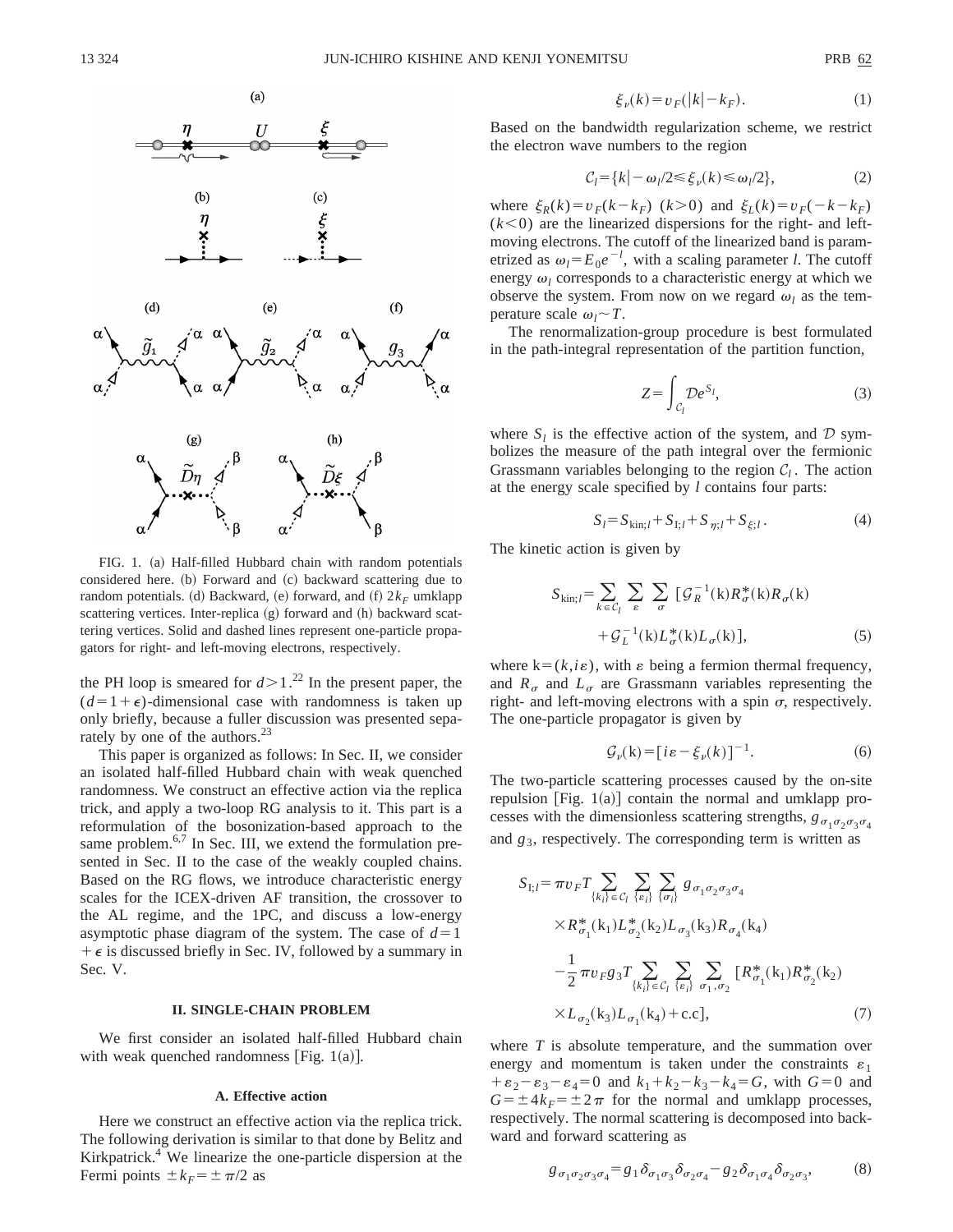FIG. 1. (a) Half-filled Hubbard chain with random potentials considered here. (b) Forward and (c) backward scattering due to random potentials. (d) Backward, (e) forward, and (f) $2k_F$ umklapp scattering vertices. Inter-replica (g) forward and (h) backward scattering vertices. Solid and dashed lines represent one-particle propagators for right- and left-moving electrons, respectively.

the PH loop is smeared for $d>1$.[22] In the present paper, the $(d=1+\epsilon)$-dimensional case with randomness is taken up only briefly, because a fuller discussion was presented separately by one of the authors.[23]

This paper is organized as follows: In Sec. II, we consider an isolated half-filled Hubbard chain with weak quenched randomness. We construct an effective action via the replica trick, and apply a two-loop RG analysis to it. This part is a reformulation of the bosonization-based approach to the same problem.[6,7] In Sec. III, we extend the formulation presented in Sec. II to the case of the weakly coupled chains. Based on the RG flows, we introduce characteristic energy scales for the ICEX-driven AF transition, the crossover to the AL regime, and the 1PC, and discuss a low-energy asymptotic phase diagram of the system. The case of $d=1+\epsilon$ is discussed briefly in Sec. IV, followed by a summary in Sec. V.

## II. SINGLE-CHAIN PROBLEM

We first consider an isolated half-filled Hubbard chain with weak quenched randomness [Fig. 1(a)].

### A. Effective action

Here we construct an effective action via the replica trick. The following derivation is similar to that done by Belitz and Kirkpatrick.[4] We linearize the one-particle dispersion at the Fermi points $\pm k_F = \pm \pi/2$ as

$$\xi_\nu(k) = v_F(|k| - k_F). \tag{1}$$

Based on the bandwidth regularization scheme, we restrict the electron wave numbers to the region

$$\mathcal{C}_l = \{k| -\omega_l/2 \leqslant \xi_\nu(k) \leqslant \omega_l/2\}, \tag{2}$$

where $\xi_R(k) = v_F(k-k_F)$ $(k>0)$ and $\xi_L(k) = v_F(-k-k_F)$ $(k<0)$ are the linearized dispersions for the right- and left-moving electrons. The cutoff of the linearized band is parametrized as $\omega_l = E_0 e^{-l}$, with a scaling parameter $l$. The cutoff energy $\omega_l$ corresponds to a characteristic energy at which we observe the system. From now on we regard $\omega_l$ as the temperature scale $\omega_l \sim T$.

The renormalization-group procedure is best formulated in the path-integral representation of the partition function,

$$Z = \int_{\mathcal{C}_l} \mathcal{D} e^{S_l}, \tag{3}$$

where $S_l$ is the effective action of the system, and $\mathcal{D}$ symbolizes the measure of the path integral over the fermionic Grassmann variables belonging to the region $\mathcal{C}_l$. The action at the energy scale specified by $l$ contains four parts:

$$S_l = S_{\mathrm{kin};l} + S_{\mathrm{I};l} + S_{\eta;l} + S_{\xi;l}. \tag{4}$$

The kinetic action is given by

$$S_{\mathrm{kin};l} = \sum_{k\in\mathcal{C}_l} \sum_{\varepsilon} \sum_{\sigma} [\mathcal{G}_R^{-1}(\mathrm{k}) R_\sigma^*(\mathrm{k}) R_\sigma(\mathrm{k}) + \mathcal{G}_L^{-1}(\mathrm{k}) L_\sigma^*(\mathrm{k}) L_\sigma(\mathrm{k})], \tag{5}$$

where $\mathrm{k}=(k,i\varepsilon)$, with $\varepsilon$ being a fermion thermal frequency, and $R_\sigma$ and $L_\sigma$ are Grassmann variables representing the right- and left-moving electrons with a spin $\sigma$, respectively. The one-particle propagator is given by

$$\mathcal{G}_\nu(\mathrm{k}) = [i\varepsilon - \xi_\nu(k)]^{-1}. \tag{6}$$

The two-particle scattering processes caused by the on-site repulsion [Fig. 1(a)] contain the normal and umklapp processes with the dimensionless scattering strengths, $g_{\sigma_1\sigma_2\sigma_3\sigma_4}$ and $g_3$, respectively. The corresponding term is written as

$$\begin{aligned} S_{\mathrm{I};l} = {} & \pi v_F T \sum_{\{k_i\}\in\mathcal{C}_l} \sum_{\{\varepsilon_i\}} \sum_{\{\sigma_i\}} g_{\sigma_1\sigma_2\sigma_3\sigma_4} \\ & \times R_{\sigma_1}^*(\mathrm{k}_1) L_{\sigma_2}^*(\mathrm{k}_2) L_{\sigma_3}(\mathrm{k}_3) R_{\sigma_4}(\mathrm{k}_4) \\ & - \frac{1}{2}\pi v_F g_3 T \sum_{\{k_i\}\in\mathcal{C}_l} \sum_{\{\varepsilon_i\}} \sum_{\sigma_1,\sigma_2} [R_{\sigma_1}^*(\mathrm{k}_1) R_{\sigma_2}^*(\mathrm{k}_2) \\ & \times L_{\sigma_2}(\mathrm{k}_3) L_{\sigma_1}(\mathrm{k}_4) + \mathrm{c.c}], \end{aligned} \tag{7}$$

where $T$ is absolute temperature, and the summation over energy and momentum is taken under the constraints $\varepsilon_1 + \varepsilon_2 - \varepsilon_3 - \varepsilon_4 = 0$ and $k_1 + k_2 - k_3 - k_4 = G$, with $G=0$ and $G=\pm 4k_F = \pm 2\pi$ for the normal and umklapp processes, respectively. The normal scattering is decomposed into backward and forward scattering as

$$g_{\sigma_1\sigma_2\sigma_3\sigma_4} = g_1 \delta_{\sigma_1\sigma_3}\delta_{\sigma_2\sigma_4} - g_2 \delta_{\sigma_1\sigma_4}\delta_{\sigma_2\sigma_3}, \tag{8}$$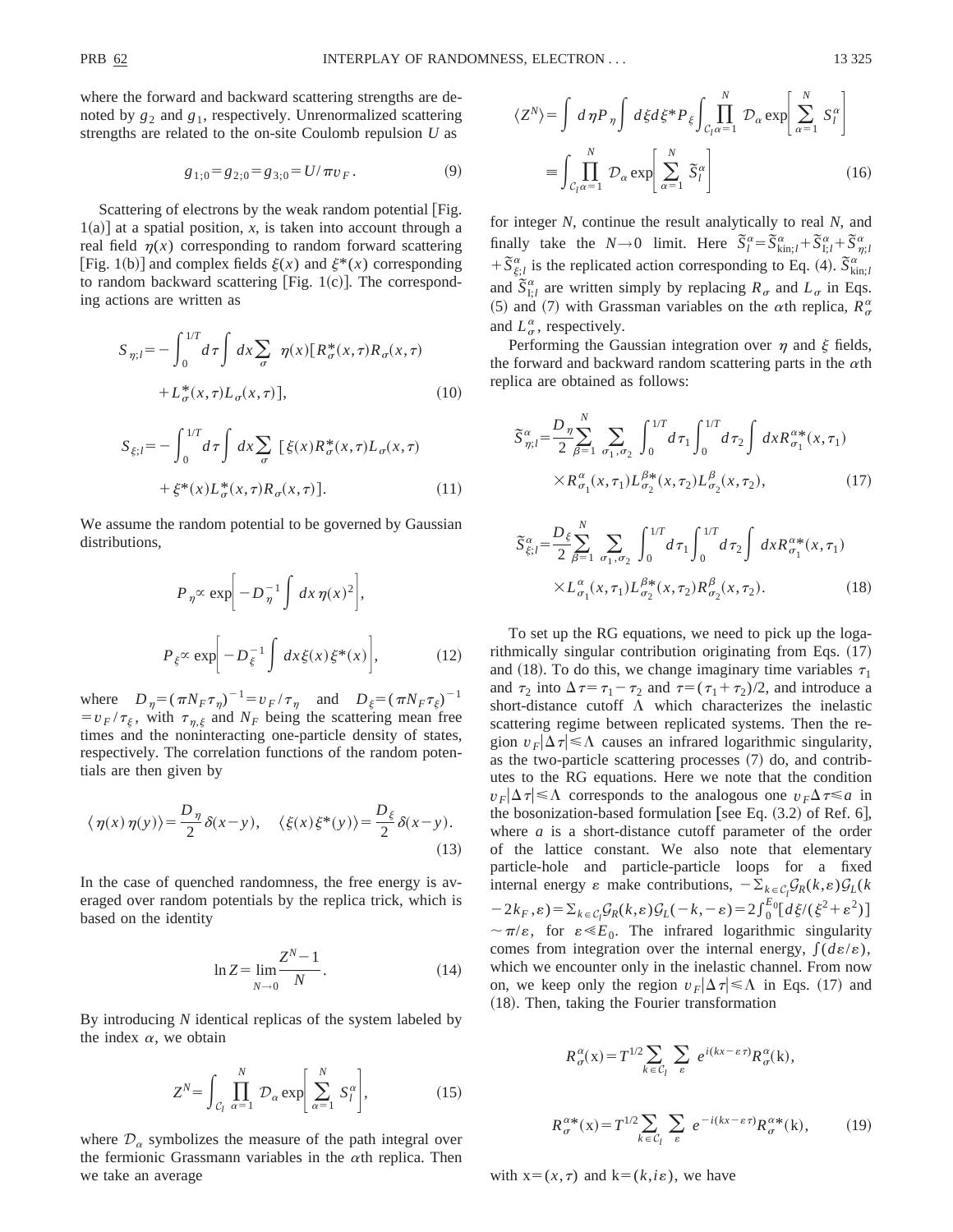where the forward and backward scattering strengths are denoted by $g_2$ and $g_1$, respectively. Unrenormalized scattering strengths are related to the on-site Coulomb repulsion $U$ as

$$g_{1;0}=g_{2;0}=g_{3;0}=U/\pi v_F. \tag{9}$$

Scattering of electrons by the weak random potential [Fig. 1(a)] at a spatial position, $x$, is taken into account through a real field $\eta(x)$ corresponding to random forward scattering [Fig. 1(b)] and complex fields $\xi(x)$ and $\xi^*(x)$ corresponding to random backward scattering [Fig. 1(c)]. The corresponding actions are written as

$$S_{\eta;l}=-\int_0^{1/T}d\tau\int dx\sum_\sigma \eta(x)[R_\sigma^*(x,\tau)R_\sigma(x,\tau)+L_\sigma^*(x,\tau)L_\sigma(x,\tau)], \tag{10}$$

$$S_{\xi;l}=-\int_0^{1/T}d\tau\int dx\sum_\sigma [\xi(x)R_\sigma^*(x,\tau)L_\sigma(x,\tau)+\xi^*(x)L_\sigma^*(x,\tau)R_\sigma(x,\tau)]. \tag{11}$$

We assume the random potential to be governed by Gaussian distributions,

$$P_\eta\propto \exp\left[-D_\eta^{-1}\int dx\,\eta(x)^2\right],$$

$$P_\xi\propto \exp\left[-D_\xi^{-1}\int dx\,\xi(x)\xi^*(x)\right], \tag{12}$$

where $D_\eta=(\pi N_F\tau_\eta)^{-1}=v_F/\tau_\eta$ and $D_\xi=(\pi N_F\tau_\xi)^{-1}=v_F/\tau_\xi$, with $\tau_{\eta,\xi}$ and $N_F$ being the scattering mean free times and the noninteracting one-particle density of states, respectively. The correlation functions of the random potentials are then given by

$$\langle \eta(x)\eta(y)\rangle=\frac{D_\eta}{2}\delta(x-y),\quad \langle \xi(x)\xi^*(y)\rangle=\frac{D_\xi}{2}\delta(x-y). \tag{13}$$

In the case of quenched randomness, the free energy is averaged over random potentials by the replica trick, which is based on the identity

$$\ln Z=\lim_{N\to 0}\frac{Z^N-1}{N}. \tag{14}$$

By introducing $N$ identical replicas of the system labeled by the index $\alpha$, we obtain

$$Z^N=\int_{\mathcal{C}_l}\prod_{\alpha=1}^{N}\mathcal{D}_\alpha \exp\left[\sum_{\alpha=1}^{N}S_l^\alpha\right], \tag{15}$$

where $\mathcal{D}_\alpha$ symbolizes the measure of the path integral over the fermionic Grassmann variables in the $\alpha$th replica. Then we take an average

$$\langle Z^N\rangle=\int d\eta P_\eta\int d\xi d\xi^* P_\xi\int_{\mathcal{C}_l}\prod_{\alpha=1}^{N}\mathcal{D}_\alpha \exp\left[\sum_{\alpha=1}^{N}S_l^\alpha\right]$$
$$\equiv\int_{\mathcal{C}_l}\prod_{\alpha=1}^{N}\mathcal{D}_\alpha \exp\left[\sum_{\alpha=1}^{N}\tilde{S}_l^\alpha\right] \tag{16}$$

for integer $N$, continue the result analytically to real $N$, and finally take the $N\to 0$ limit. Here $\tilde{S}_l^\alpha=\tilde{S}_{\text{kin};l}^\alpha+\tilde{S}_{\text{I};l}^\alpha+\tilde{S}_{\eta;l}^\alpha+\tilde{S}_{\xi;l}^\alpha$ is the replicated action corresponding to Eq. (4). $\tilde{S}_{\text{kin};l}^\alpha$ and $\tilde{S}_{\text{I};l}^\alpha$ are written simply by replacing $R_\sigma$ and $L_\sigma$ in Eqs. (5) and (7) with Grassman variables on the $\alpha$th replica, $R_\sigma^\alpha$ and $L_\sigma^\alpha$, respectively.

Performing the Gaussian integration over $\eta$ and $\xi$ fields, the forward and backward random scattering parts in the $\alpha$th replica are obtained as follows:

$$\tilde{S}_{\eta;l}^\alpha=\frac{D_\eta}{2}\sum_{\beta=1}^{N}\sum_{\sigma_1,\sigma_2}\int_0^{1/T}d\tau_1\int_0^{1/T}d\tau_2\int dx R_{\sigma_1}^{\alpha*}(x,\tau_1)\times R_{\sigma_1}^\alpha(x,\tau_1)L_{\sigma_2}^{\beta*}(x,\tau_2)L_{\sigma_2}^\beta(x,\tau_2), \tag{17}$$

$$\tilde{S}_{\xi;l}^\alpha=\frac{D_\xi}{2}\sum_{\beta=1}^{N}\sum_{\sigma_1,\sigma_2}\int_0^{1/T}d\tau_1\int_0^{1/T}d\tau_2\int dx R_{\sigma_1}^{\alpha*}(x,\tau_1)\times L_{\sigma_1}^\alpha(x,\tau_1)L_{\sigma_2}^{\beta*}(x,\tau_2)R_{\sigma_2}^\beta(x,\tau_2). \tag{18}$$

To set up the RG equations, we need to pick up the logarithmically singular contribution originating from Eqs. (17) and (18). To do this, we change imaginary time variables $\tau_1$ and $\tau_2$ into $\Delta\tau=\tau_1-\tau_2$ and $\tau=(\tau_1+\tau_2)/2$, and introduce a short-distance cutoff $\Lambda$ which characterizes the inelastic scattering regime between replicated systems. Then the region $v_F|\Delta\tau|\lesssim\Lambda$ causes an infrared logarithmic singularity, as the two-particle scattering processes (7) do, and contributes to the RG equations. Here we note that the condition $v_F|\Delta\tau|\lesssim\Lambda$ corresponds to the analogous one $v_F\Delta\tau\lesssim a$ in the bosonization-based formulation [see Eq. (3.2) of Ref. 6], where $a$ is a short-distance cutoff parameter of the order of the lattice constant. We also note that elementary particle-hole and particle-particle loops for a fixed internal energy $\varepsilon$ make contributions, $-\sum_{k\in\mathcal{C}_l}\mathcal{G}_R(k,\varepsilon)\mathcal{G}_L(k-2k_F,\varepsilon)=\sum_{k\in\mathcal{C}_l}\mathcal{G}_R(k,\varepsilon)\mathcal{G}_L(-k,-\varepsilon)=2\int_0^{E_0}[d\xi/(\xi^2+\varepsilon^2)]\sim\pi/\varepsilon$, for $\varepsilon\ll E_0$. The infrared logarithmic singularity comes from integration over the internal energy, $\int(d\varepsilon/\varepsilon)$, which we encounter only in the inelastic channel. From now on, we keep only the region $v_F|\Delta\tau|\lesssim\Lambda$ in Eqs. (17) and (18). Then, taking the Fourier transformation

$$R_\sigma^\alpha(\mathrm{x})=T^{1/2}\sum_{k\in\mathcal{C}_l}\sum_\varepsilon e^{i(kx-\varepsilon\tau)}R_\sigma^\alpha(\mathrm{k}),$$

$$R_\sigma^{\alpha*}(\mathrm{x})=T^{1/2}\sum_{k\in\mathcal{C}_l}\sum_\varepsilon e^{-i(kx-\varepsilon\tau)}R_\sigma^{\alpha*}(\mathrm{k}), \tag{19}$$

with $\mathrm{x}=(x,\tau)$ and $\mathrm{k}=(k,i\varepsilon)$, we have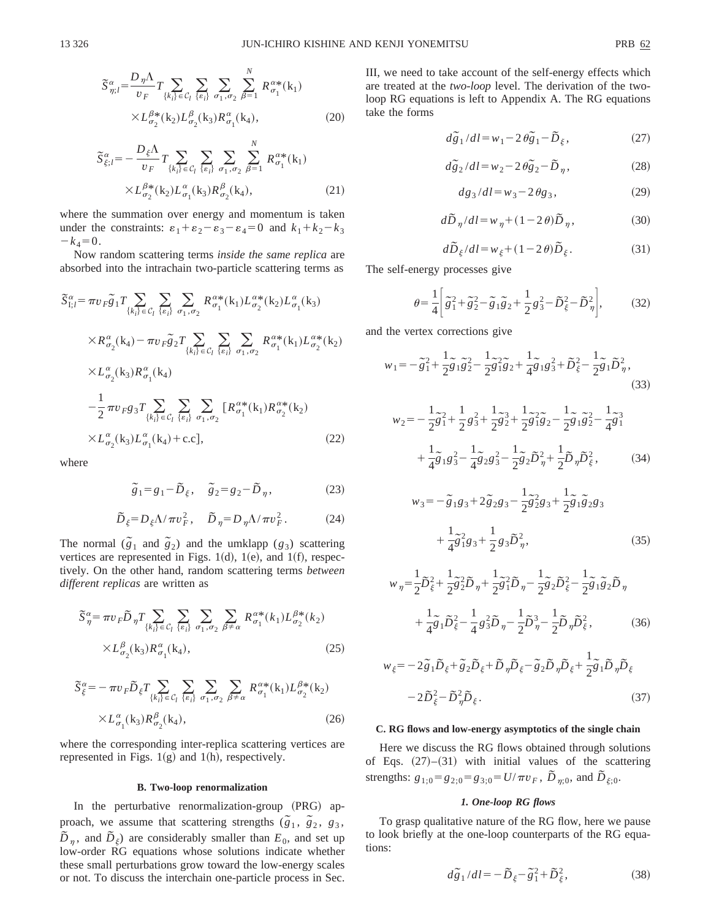$$\tilde{S}^{\alpha}_{\eta;l}=\frac{D_{\eta}\Lambda}{v_F}T\sum_{\{k_i\}\in\mathcal{C}_l}\sum_{\{\varepsilon_i\}}\sum_{\sigma_1,\sigma_2}\sum_{\beta=1}^{N}R^{\alpha *}_{\sigma_1}(\mathrm{k}_1)\times L^{\beta *}_{\sigma_2}(\mathrm{k}_2)L^{\beta}_{\sigma_2}(\mathrm{k}_3)R^{\alpha}_{\sigma_1}(\mathrm{k}_4), \tag{20}$$

$$\tilde{S}^{\alpha}_{\xi;l}=-\frac{D_{\xi}\Lambda}{v_F}T\sum_{\{k_i\}\in\mathcal{C}_l}\sum_{\{\varepsilon_i\}}\sum_{\sigma_1,\sigma_2}\sum_{\beta=1}^{N}R^{\alpha *}_{\sigma_1}(\mathrm{k}_1)\times L^{\beta *}_{\sigma_2}(\mathrm{k}_2)L^{\alpha}_{\sigma_1}(\mathrm{k}_3)R^{\beta}_{\sigma_2}(\mathrm{k}_4), \tag{21}$$

where the summation over energy and momentum is taken under the constraints: $\varepsilon_1+\varepsilon_2-\varepsilon_3-\varepsilon_4=0$ and $k_1+k_2-k_3-k_4=0$.

Now random scattering terms *inside the same replica* are absorbed into the intrachain two-particle scattering terms as

$$\begin{aligned}\tilde{S}^{\alpha}_{\mathrm{I};l}=&\ \pi v_F\tilde{g}_1T\sum_{\{k_i\}\in\mathcal{C}_l}\sum_{\{\varepsilon_i\}}\sum_{\sigma_1,\sigma_2}R^{\alpha *}_{\sigma_1}(\mathrm{k}_1)L^{\alpha *}_{\sigma_2}(\mathrm{k}_2)L^{\alpha}_{\sigma_1}(\mathrm{k}_3)\\&\times R^{\alpha}_{\sigma_2}(\mathrm{k}_4)-\pi v_F\tilde{g}_2T\sum_{\{k_i\}\in\mathcal{C}_l}\sum_{\{\varepsilon_i\}}\sum_{\sigma_1,\sigma_2}R^{\alpha *}_{\sigma_1}(\mathrm{k}_1)L^{\alpha *}_{\sigma_2}(\mathrm{k}_2)\\&\times L^{\alpha}_{\sigma_2}(\mathrm{k}_3)R^{\alpha}_{\sigma_1}(\mathrm{k}_4)\\&-\frac{1}{2}\pi v_F g_3T\sum_{\{k_i\}\in\mathcal{C}_l}\sum_{\{\varepsilon_i\}}\sum_{\sigma_1,\sigma_2}[R^{\alpha *}_{\sigma_1}(\mathrm{k}_1)R^{\alpha *}_{\sigma_2}(\mathrm{k}_2)\\&\times L^{\alpha}_{\sigma_2}(\mathrm{k}_3)L^{\alpha}_{\sigma_1}(\mathrm{k}_4)+\mathrm{c.c}],\end{aligned} \tag{22}$$

where

$$\tilde{g}_1=g_1-\tilde{D}_{\xi},\quad \tilde{g}_2=g_2-\tilde{D}_{\eta}, \tag{23}$$

$$\tilde{D}_{\xi}=D_{\xi}\Lambda/\pi v_F^2,\quad \tilde{D}_{\eta}=D_{\eta}\Lambda/\pi v_F^2. \tag{24}$$

The normal ($\tilde{g}_1$ and $\tilde{g}_2$) and the umklapp ($g_3$) scattering vertices are represented in Figs. 1(d), 1(e), and 1(f), respectively. On the other hand, random scattering terms *between different replicas* are written as

$$\tilde{S}^{\alpha}_{\eta}=\pi v_F\tilde{D}_{\eta}T\sum_{\{k_i\}\in\mathcal{C}_l}\sum_{\{\varepsilon_i\}}\sum_{\sigma_1,\sigma_2}\sum_{\beta\neq\alpha}R^{\alpha *}_{\sigma_1}(k_1)L^{\beta *}_{\sigma_2}(k_2)\times L^{\beta}_{\sigma_2}(\mathrm{k}_3)R^{\alpha}_{\sigma_1}(\mathrm{k}_4), \tag{25}$$

$$\tilde{S}^{\alpha}_{\xi}=-\pi v_F\tilde{D}_{\xi}T\sum_{\{k_i\}\in\mathcal{C}_l}\sum_{\{\varepsilon_i\}}\sum_{\sigma_1,\sigma_2}\sum_{\beta\neq\alpha}R^{\alpha *}_{\sigma_1}(\mathrm{k}_1)L^{\beta *}_{\sigma_2}(\mathrm{k}_2)\times L^{\alpha}_{\sigma_1}(\mathrm{k}_3)R^{\beta}_{\sigma_2}(\mathrm{k}_4), \tag{26}$$

where the corresponding inter-replica scattering vertices are represented in Figs. 1(g) and 1(h), respectively.

### B. Two-loop renormalization

In the perturbative renormalization-group (PRG) approach, we assume that scattering strengths ($\tilde{g}_1$, $\tilde{g}_2$, $g_3$, $\tilde{D}_{\eta}$, and $\tilde{D}_{\xi}$) are considerably smaller than $E_0$, and set up low-order RG equations whose solutions indicate whether these small perturbations grow toward the low-energy scales or not. To discuss the interchain one-particle process in Sec. III, we need to take account of the self-energy effects which are treated at the *two-loop* level. The derivation of the two-loop RG equations is left to Appendix A. The RG equations take the forms

$$d\tilde{g}_1/dl=w_1-2\theta\tilde{g}_1-\tilde{D}_{\xi}, \tag{27}$$

$$d\tilde{g}_2/dl=w_2-2\theta\tilde{g}_2-\tilde{D}_{\eta}, \tag{28}$$

$$dg_3/dl=w_3-2\theta g_3, \tag{29}$$

$$d\tilde{D}_{\eta}/dl=w_{\eta}+(1-2\theta)\tilde{D}_{\eta}, \tag{30}$$

$$d\tilde{D}_{\xi}/dl=w_{\xi}+(1-2\theta)\tilde{D}_{\xi}. \tag{31}$$

The self-energy processes give

$$\theta=\frac{1}{4}\left[\tilde{g}_1^2+\tilde{g}_2^2-\tilde{g}_1\tilde{g}_2+\frac{1}{2}g_3^2-\tilde{D}_{\xi}^2-\tilde{D}_{\eta}^2\right], \tag{32}$$

and the vertex corrections give

$$w_1=-\tilde{g}_1^2+\frac{1}{2}\tilde{g}_1\tilde{g}_2^2-\frac{1}{2}\tilde{g}_1^2\tilde{g}_2+\frac{1}{4}\tilde{g}_1g_3^2+\tilde{D}_{\xi}^2-\frac{1}{2}\tilde{g}_1\tilde{D}_{\eta}^2, \tag{33}$$

$$\begin{aligned}w_2=&-\frac{1}{2}\tilde{g}_1^2+\frac{1}{2}g_3^2+\frac{1}{2}\tilde{g}_2^3+\frac{1}{2}\tilde{g}_1^2\tilde{g}_2-\frac{1}{2}\tilde{g}_1\tilde{g}_2^2-\frac{1}{4}\tilde{g}_1^3\\&+\frac{1}{4}\tilde{g}_1g_3^2-\frac{1}{4}\tilde{g}_2g_3^2-\frac{1}{2}\tilde{g}_2\tilde{D}_{\eta}^2+\frac{1}{2}\tilde{D}_{\eta}\tilde{D}_{\xi}^2,\end{aligned} \tag{34}$$

$$\begin{aligned}w_3=&-\tilde{g}_1g_3+2\tilde{g}_2g_3-\frac{1}{2}\tilde{g}_2^2g_3+\frac{1}{2}\tilde{g}_1\tilde{g}_2g_3\\&+\frac{1}{4}\tilde{g}_1^2g_3+\frac{1}{2}g_3\tilde{D}_{\eta}^2,\end{aligned} \tag{35}$$

$$\begin{aligned}w_{\eta}=&\frac{1}{2}\tilde{D}_{\xi}^2+\frac{1}{2}\tilde{g}_2^2\tilde{D}_{\eta}+\frac{1}{2}\tilde{g}_1^2\tilde{D}_{\eta}-\frac{1}{2}\tilde{g}_2\tilde{D}_{\xi}^2-\frac{1}{2}\tilde{g}_1\tilde{g}_2\tilde{D}_{\eta}\\&+\frac{1}{4}\tilde{g}_1\tilde{D}_{\xi}^2-\frac{1}{4}g_3^2\tilde{D}_{\eta}-\frac{1}{2}\tilde{D}_{\eta}^3-\frac{1}{2}\tilde{D}_{\eta}\tilde{D}_{\xi}^2,\end{aligned} \tag{36}$$

$$\begin{aligned}w_{\xi}=&-2\tilde{g}_1\tilde{D}_{\xi}+\tilde{g}_2\tilde{D}_{\xi}+\tilde{D}_{\eta}\tilde{D}_{\xi}-\tilde{g}_2\tilde{D}_{\eta}\tilde{D}_{\xi}+\frac{1}{2}\tilde{g}_1\tilde{D}_{\eta}\tilde{D}_{\xi}\\&-2\tilde{D}_{\xi}^2-\tilde{D}_{\eta}^2\tilde{D}_{\xi}.\end{aligned} \tag{37}$$

### C. RG flows and low-energy asymptotics of the single chain

Here we discuss the RG flows obtained through solutions of Eqs. (27)–(31) with initial values of the scattering strengths: $g_{1;0}=g_{2;0}=g_{3;0}=U/\pi v_F$, $\tilde{D}_{\eta;0}$, and $\tilde{D}_{\xi;0}$.

#### 1. One-loop RG flows

To grasp qualitative nature of the RG flow, here we pause to look briefly at the one-loop counterparts of the RG equations:

$$d\tilde{g}_1/dl=-\tilde{D}_{\xi}-\tilde{g}_1^2+\tilde{D}_{\xi}^2, \tag{38}$$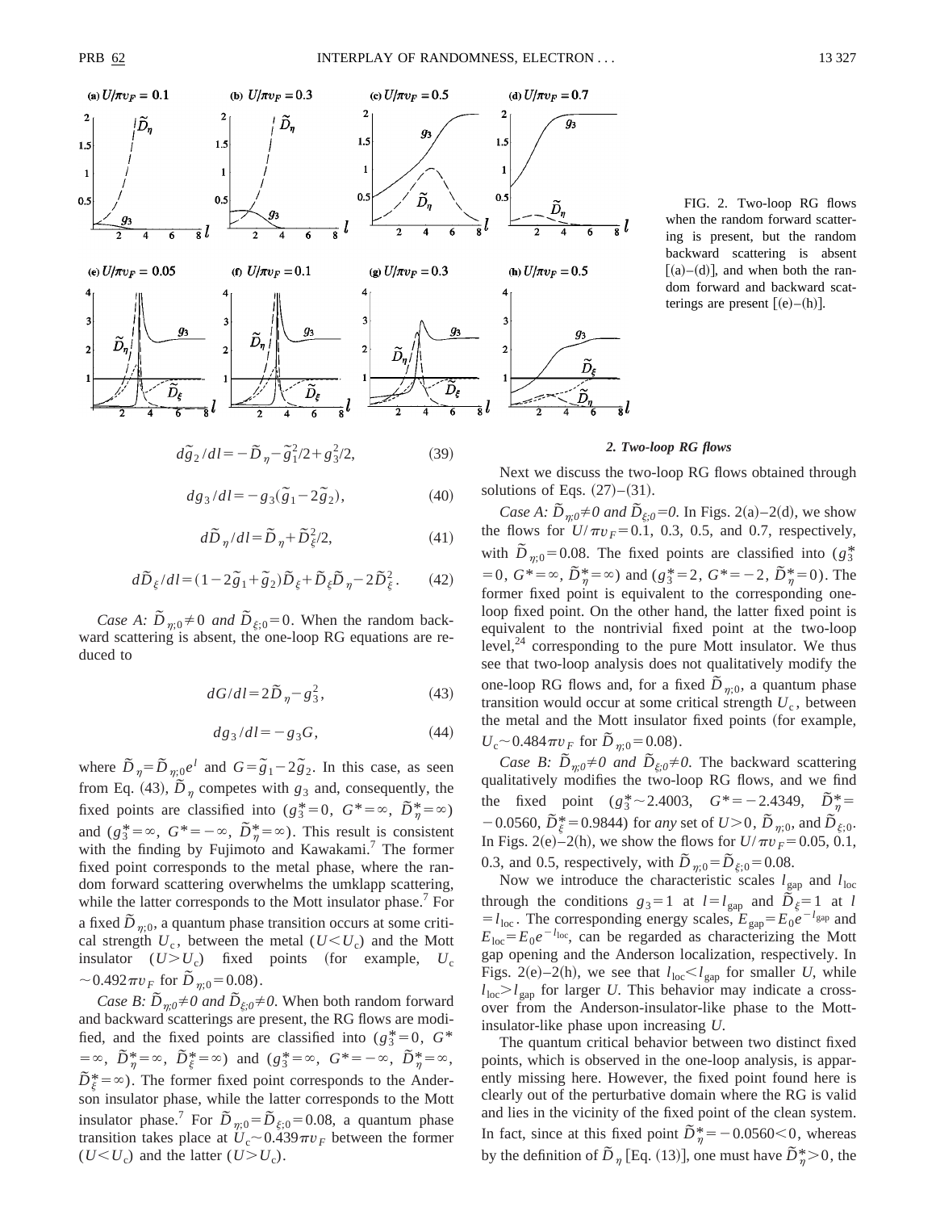FIG. 2. Two-loop RG flows when the random forward scattering is present, but the random backward scattering is absent [(a)–(d)], and when both the random forward and backward scatterings are present [(e)–(h)].

$$d\tilde{g}_2/dl = -\tilde{D}_\eta - \tilde{g}_1^2/2 + g_3^2/2, \tag{39}$$

$$dg_3/dl = -g_3(\tilde{g}_1 - 2\tilde{g}_2), \tag{40}$$

$$d\tilde{D}_\eta/dl = \tilde{D}_\eta + \tilde{D}_\xi^2/2, \tag{41}$$

$$d\tilde{D}_\xi/dl = (1 - 2\tilde{g}_1 + \tilde{g}_2)\tilde{D}_\xi + \tilde{D}_\xi\tilde{D}_\eta - 2\tilde{D}_\xi^2. \tag{42}$$

*Case A:* $\tilde{D}_{\eta;0} \neq 0$ *and* $\tilde{D}_{\xi;0} = 0$. When the random backward scattering is absent, the one-loop RG equations are reduced to

$$dG/dl = 2\tilde{D}_\eta - g_3^2, \tag{43}$$

$$dg_3/dl = -g_3 G, \tag{44}$$

where $\tilde{D}_\eta = \tilde{D}_{\eta;0}e^l$ and $G = \tilde{g}_1 - 2\tilde{g}_2$. In this case, as seen from Eq. (43), $\tilde{D}_\eta$ competes with $g_3$ and, consequently, the fixed points are classified into ($g_3^* = 0$, $G^* = \infty$, $\tilde{D}_\eta^* = \infty$) and ($g_3^* = \infty$, $G^* = -\infty$, $\tilde{D}_\eta^* = \infty$). This result is consistent with the finding by Fujimoto and Kawakami.[7] The former fixed point corresponds to the metal phase, where the random forward scattering overwhelms the umklapp scattering, while the latter corresponds to the Mott insulator phase.[7] For a fixed $\tilde{D}_{\eta;0}$, a quantum phase transition occurs at some critical strength $U_c$, between the metal ($U < U_c$) and the Mott insulator ($U > U_c$) fixed points (for example, $U_c \sim 0.492\pi v_F$ for $\tilde{D}_{\eta;0} = 0.08$).

*Case B:* $\tilde{D}_{\eta;0} \neq 0$ *and* $\tilde{D}_{\xi;0} \neq 0$. When both random forward and backward scatterings are present, the RG flows are modified, and the fixed points are classified into ($g_3^* = 0$, $G^* = \infty$, $\tilde{D}_\eta^* = \infty$, $\tilde{D}_\xi^* = \infty$) and ($g_3^* = \infty$, $G^* = -\infty$, $\tilde{D}_\eta^* = \infty$, $\tilde{D}_\xi^* = \infty$). The former fixed point corresponds to the Anderson insulator phase, while the latter corresponds to the Mott insulator phase.[7] For $\tilde{D}_{\eta;0} = \tilde{D}_{\xi;0} = 0.08$, a quantum phase transition takes place at $U_c \sim 0.439\pi v_F$ between the former ($U < U_c$) and the latter ($U > U_c$).

### 2. Two-loop RG flows

Next we discuss the two-loop RG flows obtained through solutions of Eqs. (27)–(31).

*Case A:* $\tilde{D}_{\eta;0} \neq 0$ *and* $\tilde{D}_{\xi;0} = 0$. In Figs. 2(a)–2(d), we show the flows for $U/\pi v_F = 0.1$, 0.3, 0.5, and 0.7, respectively, with $\tilde{D}_{\eta;0} = 0.08$. The fixed points are classified into ($g_3^* = 0$, $G^* = \infty$, $\tilde{D}_\eta^* = \infty$) and ($g_3^* = 2$, $G^* = -2$, $\tilde{D}_\eta^* = 0$). The former fixed point is equivalent to the corresponding one-loop fixed point. On the other hand, the latter fixed point is equivalent to the nontrivial fixed point at the two-loop level,[24] corresponding to the pure Mott insulator. We thus see that two-loop analysis does not qualitatively modify the one-loop RG flows and, for a fixed $\tilde{D}_{\eta;0}$, a quantum phase transition would occur at some critical strength $U_c$, between the metal and the Mott insulator fixed points (for example, $U_c \sim 0.484\pi v_F$ for $\tilde{D}_{\eta;0} = 0.08$).

*Case B:* $\tilde{D}_{\eta;0} \neq 0$ *and* $\tilde{D}_{\xi;0} \neq 0$. The backward scattering qualitatively modifies the two-loop RG flows, and we find the fixed point ($g_3^* \sim 2.4003$, $G^* = -2.4349$, $\tilde{D}_\eta^* = -0.0560$, $\tilde{D}_\xi^* = 0.9844$) for *any* set of $U > 0$, $\tilde{D}_{\eta;0}$, and $\tilde{D}_{\xi;0}$. In Figs. 2(e)–2(h), we show the flows for $U/\pi v_F = 0.05$, 0.1, 0.3, and 0.5, respectively, with $\tilde{D}_{\eta;0} = \tilde{D}_{\xi;0} = 0.08$.

Now we introduce the characteristic scales $l_{\rm gap}$ and $l_{\rm loc}$ through the conditions $g_3 = 1$ at $l = l_{\rm gap}$ and $\tilde{D}_\xi = 1$ at $l = l_{\rm loc}$. The corresponding energy scales, $E_{\rm gap} = E_0 e^{-l_{\rm gap}}$ and $E_{\rm loc} = E_0 e^{-l_{\rm loc}}$, can be regarded as characterizing the Mott gap opening and the Anderson localization, respectively. In Figs. 2(e)–2(h), we see that $l_{\rm loc} < l_{\rm gap}$ for smaller $U$, while $l_{\rm loc} > l_{\rm gap}$ for larger $U$. This behavior may indicate a crossover from the Anderson-insulator-like phase to the Mott-insulator-like phase upon increasing $U$.

The quantum critical behavior between two distinct fixed points, which is observed in the one-loop analysis, is apparently missing here. However, the fixed point found here is clearly out of the perturbative domain where the RG is valid and lies in the vicinity of the fixed point of the clean system. In fact, since at this fixed point $\tilde{D}_\eta^* = -0.0560 < 0$, whereas by the definition of $\tilde{D}_\eta$ [Eq. (13)], one must have $\tilde{D}_\eta^* > 0$, the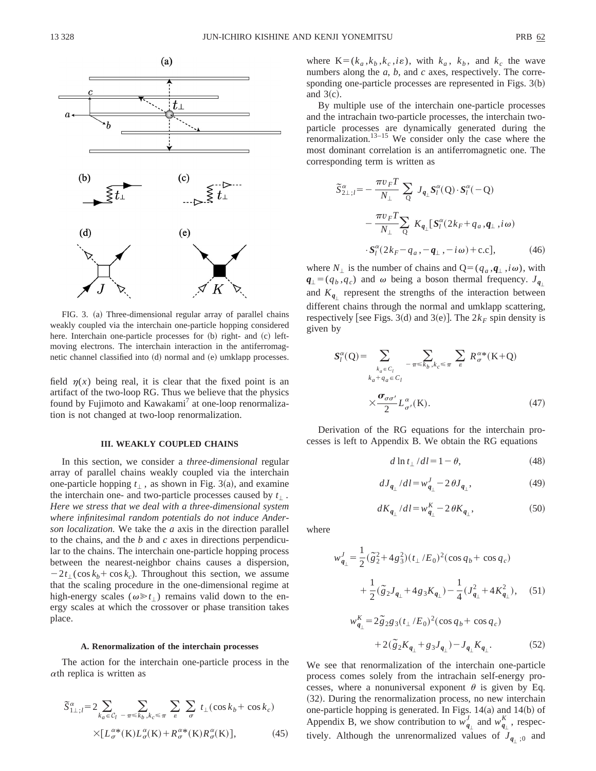FIG. 3. (a) Three-dimensional regular array of parallel chains weakly coupled via the interchain one-particle hopping considered here. Interchain one-particle processes for (b) right- and (c) left-moving electrons. The interchain interaction in the antiferromagnetic channel classified into (d) normal and (e) umklapp processes.

field $\eta(x)$ being real, it is clear that the fixed point is an artifact of the two-loop RG. Thus we believe that the physics found by Fujimoto and Kawakami[7] at one-loop renormalization is not changed at two-loop renormalization.

### III. WEAKLY COUPLED CHAINS

In this section, we consider a *three-dimensional* regular array of parallel chains weakly coupled via the interchain one-particle hopping $t_\perp$, as shown in Fig. 3(a), and examine the interchain one- and two-particle processes caused by $t_\perp$. *Here we stress that we deal with a three-dimensional system where infinitesimal random potentials do not induce Anderson localization.* We take the $a$ axis in the direction parallel to the chains, and the $b$ and $c$ axes in directions perpendicular to the chains. The interchain one-particle hopping process between the nearest-neighbor chains causes a dispersion, $-2t_\perp(\cos k_b + \cos k_c)$. Throughout this section, we assume that the scaling procedure in the one-dimensional regime at high-energy scales ($\omega \gg t_\perp$) remains valid down to the energy scales at which the crossover or phase transition takes place.

#### A. Renormalization of the interchain processes

The action for the interchain one-particle process in the $\alpha$th replica is written as

$$\tilde{S}^{\alpha}_{1\perp;l} = 2\sum_{k_a\in C_l}\sum_{-\pi\leq k_b,k_c\leq\pi}\sum_{\varepsilon}\sum_{\sigma} t_\perp(\cos k_b+\cos k_c) \times[L^{\alpha *}_{\sigma}(\mathrm{K})L^{\alpha}_{\sigma}(\mathrm{K})+R^{\alpha *}_{\sigma}(\mathrm{K})R^{\alpha}_{\sigma}(\mathrm{K})], \tag{45}$$

where $\mathrm{K}=(k_a,k_b,k_c,i\varepsilon)$, with $k_a$, $k_b$, and $k_c$ the wave numbers along the $a$, $b$, and $c$ axes, respectively. The corresponding one-particle processes are represented in Figs. 3(b) and 3(c).

By multiple use of the interchain one-particle processes and the intrachain two-particle processes, the interchain two-particle processes are dynamically generated during the renormalization.[13–15] We consider only the case where the most dominant correlation is an antiferromagnetic one. The corresponding term is written as

$$\begin{aligned}\tilde{S}^{\alpha}_{2\perp;l} = &-\frac{\pi v_F T}{N_\perp}\sum_{\mathrm{Q}} J_{\boldsymbol{q}_\perp}\boldsymbol{S}^{\alpha}_l(\mathrm{Q})\cdot\boldsymbol{S}^{\alpha}_l(-\mathrm{Q}) \\ &-\frac{\pi v_F T}{N_\perp}\sum_{\mathrm{Q}} K_{\boldsymbol{q}_\perp}[\boldsymbol{S}^{\alpha}_l(2k_F+q_a,\boldsymbol{q}_\perp,i\omega) \\ &\cdot\boldsymbol{S}^{\alpha}_l(2k_F-q_a,-\boldsymbol{q}_\perp,-i\omega)+\mathrm{c.c}],\end{aligned} \tag{46}$$

where $N_\perp$ is the number of chains and $\mathrm{Q}=(q_a,\boldsymbol{q}_\perp,i\omega)$, with $\boldsymbol{q}_\perp=(q_b,q_c)$ and $\omega$ being a boson thermal frequency. $J_{\boldsymbol{q}_\perp}$ and $K_{\boldsymbol{q}_\perp}$ represent the strengths of the interaction between different chains through the normal and umklapp scattering, respectively [see Figs. 3(d) and 3(e)]. The $2k_F$ spin density is given by

$$\boldsymbol{S}^{\alpha}_l(\mathrm{Q}) = \sum_{\substack{k_a\in C_l\\ k_a+q_a\in C_l}}\sum_{-\pi\leq k_b,k_c\leq\pi}\sum_{\varepsilon} R^{\alpha *}_{\sigma}(\mathrm{K}+\mathrm{Q}) \times\frac{\boldsymbol{\sigma}_{\sigma\sigma'}}{2}L^{\alpha}_{\sigma'}(\mathrm{K}). \tag{47}$$

Derivation of the RG equations for the interchain processes is left to Appendix B. We obtain the RG equations

$$d\ln t_\perp/dl = 1-\theta, \tag{48}$$

$$dJ_{\boldsymbol{q}_\perp}/dl = w^J_{\boldsymbol{q}_\perp} - 2\theta J_{\boldsymbol{q}_\perp}, \tag{49}$$

$$dK_{\boldsymbol{q}_\perp}/dl = w^K_{\boldsymbol{q}_\perp} - 2\theta K_{\boldsymbol{q}_\perp}, \tag{50}$$

where

$$\begin{aligned}w^J_{\boldsymbol{q}_\perp} = &\frac{1}{2}(\tilde{g}_2^2+4g_3^2)(t_\perp/E_0)^2(\cos q_b+\cos q_c) \\ &+\frac{1}{2}(\tilde{g}_2 J_{\boldsymbol{q}_\perp}+4g_3 K_{\boldsymbol{q}_\perp})-\frac{1}{4}(J^2_{\boldsymbol{q}_\perp}+4K^2_{\boldsymbol{q}_\perp}),\end{aligned} \tag{51}$$

$$\begin{aligned}w^K_{\boldsymbol{q}_\perp} = &2\tilde{g}_2 g_3(t_\perp/E_0)^2(\cos q_b+\cos q_c) \\ &+2(\tilde{g}_2 K_{\boldsymbol{q}_\perp}+g_3 J_{\boldsymbol{q}_\perp})-J_{\boldsymbol{q}_\perp}K_{\boldsymbol{q}_\perp}.\end{aligned} \tag{52}$$

We see that renormalization of the interchain one-particle process comes solely from the intrachain self-energy processes, where a nonuniversal exponent $\theta$ is given by Eq. (32). During the renormalization process, no new interchain one-particle hopping is generated. In Figs. 14(a) and 14(b) of Appendix B, we show contribution to $w^J_{\boldsymbol{q}_\perp}$ and $w^K_{\boldsymbol{q}_\perp}$, respectively. Although the unrenormalized values of $J_{\boldsymbol{q}_\perp;0}$ and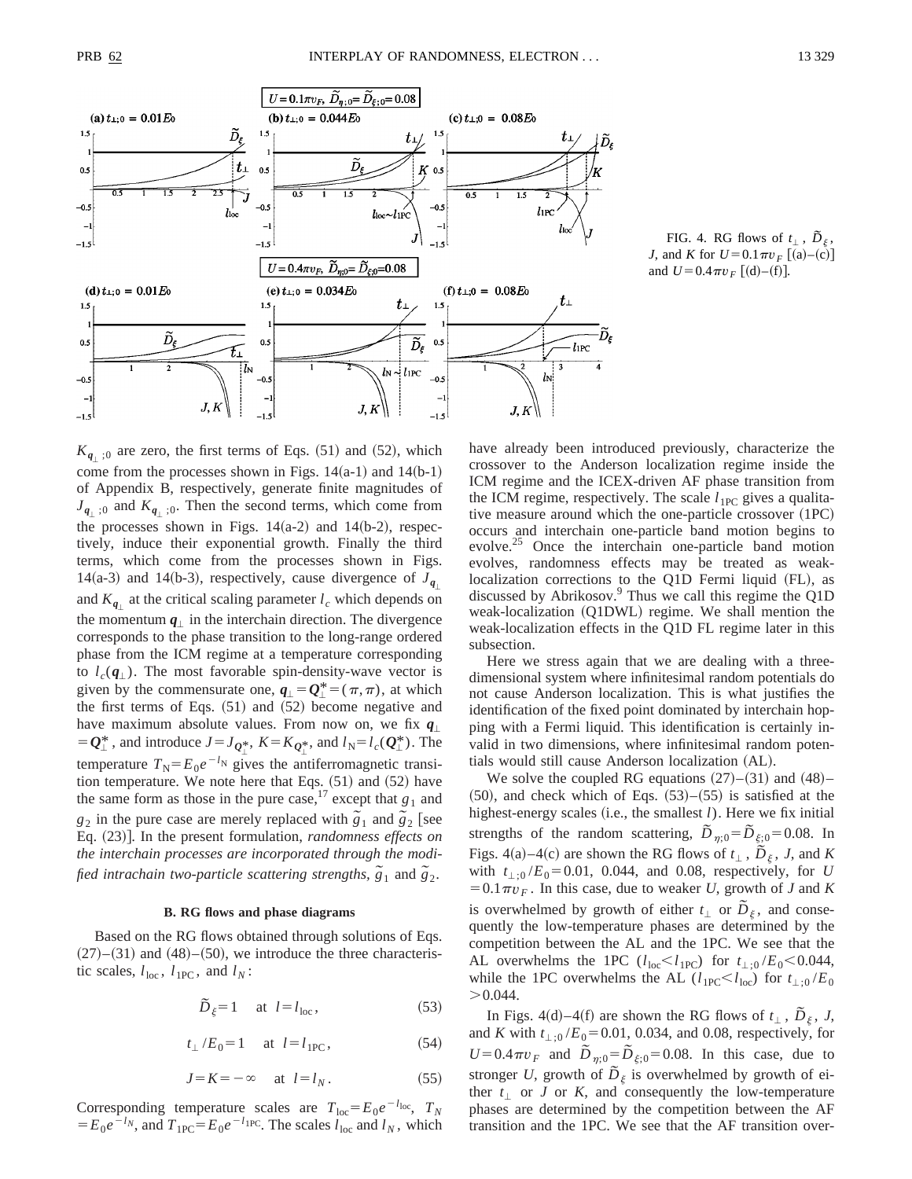FIG. 4. RG flows of $t_\perp$, $\tilde{D}_\xi$, $J$, and $K$ for $U=0.1\pi v_F$ [(a)–(c)] and $U=0.4\pi v_F$ [(d)–(f)].

$K_{\boldsymbol{q}_\perp;0}$ are zero, the first terms of Eqs. (51) and (52), which come from the processes shown in Figs. 14(a-1) and 14(b-1) of Appendix B, respectively, generate finite magnitudes of $J_{\boldsymbol{q}_\perp;0}$ and $K_{\boldsymbol{q}_\perp;0}$. Then the second terms, which come from the processes shown in Figs. 14(a-2) and 14(b-2), respectively, induce their exponential growth. Finally the third terms, which come from the processes shown in Figs. 14(a-3) and 14(b-3), respectively, cause divergence of $J_{\boldsymbol{q}_\perp}$ and $K_{\boldsymbol{q}_\perp}$ at the critical scaling parameter $l_c$ which depends on the momentum $\boldsymbol{q}_\perp$ in the interchain direction. The divergence corresponds to the phase transition to the long-range ordered phase from the ICM regime at a temperature corresponding to $l_c(\boldsymbol{q}_\perp)$. The most favorable spin-density-wave vector is given by the commensurate one, $\boldsymbol{q}_\perp=\boldsymbol{Q}_\perp^*=(\pi,\pi)$, at which the first terms of Eqs. (51) and (52) become negative and have maximum absolute values. From now on, we fix $\boldsymbol{q}_\perp=\boldsymbol{Q}_\perp^*$, and introduce $J=J_{\boldsymbol{Q}_\perp^*}$, $K=K_{\boldsymbol{Q}_\perp^*}$, and $l_{\rm N}=l_c(\boldsymbol{Q}_\perp^*)$. The temperature $T_{\rm N}=E_0e^{-l_{\rm N}}$ gives the antiferromagnetic transition temperature. We note here that Eqs. (51) and (52) have the same form as those in the pure case,[17] except that $g_1$ and $g_2$ in the pure case are merely replaced with $\tilde{g}_1$ and $\tilde{g}_2$ [see Eq. (23)]. In the present formulation, *randomness effects on the interchain processes are incorporated through the modified intrachain two-particle scattering strengths,* $\tilde{g}_1$ *and* $\tilde{g}_2$.

### B. RG flows and phase diagrams

Based on the RG flows obtained through solutions of Eqs. (27)–(31) and (48)–(50), we introduce the three characteristic scales, $l_{\rm loc}$, $l_{\rm 1PC}$, and $l_N$:

$$\tilde{D}_\xi=1 \quad \text{at } l=l_{\rm loc}, \tag{53}$$

$$t_\perp/E_0=1 \quad \text{at } l=l_{\rm 1PC}, \tag{54}$$

$$J=K=-\infty \quad \text{at } l=l_N. \tag{55}$$

Corresponding temperature scales are $T_{\rm loc}=E_0e^{-l_{\rm loc}}$, $T_N=E_0e^{-l_N}$, and $T_{\rm 1PC}=E_0e^{-l_{\rm 1PC}}$. The scales $l_{\rm loc}$ and $l_N$, which have already been introduced previously, characterize the crossover to the Anderson localization regime inside the ICM regime and the ICEX-driven AF phase transition from the ICM regime, respectively. The scale $l_{\rm 1PC}$ gives a qualitative measure around which the one-particle crossover (1PC) occurs and interchain one-particle band motion begins to evolve.[25] Once the interchain one-particle band motion evolves, randomness effects may be treated as weak-localization corrections to the Q1D Fermi liquid (FL), as discussed by Abrikosov.[9] Thus we call this regime the Q1D weak-localization (Q1DWL) regime. We shall mention the weak-localization effects in the Q1D FL regime later in this subsection.

Here we stress again that we are dealing with a three-dimensional system where infinitesimal random potentials do not cause Anderson localization. This is what justifies the identification of the fixed point dominated by interchain hopping with a Fermi liquid. This identification is certainly invalid in two dimensions, where infinitesimal random potentials would still cause Anderson localization (AL).

We solve the coupled RG equations (27)–(31) and (48)–(50), and check which of Eqs. (53)–(55) is satisfied at the highest-energy scales (i.e., the smallest $l$). Here we fix initial strengths of the random scattering, $\tilde{D}_{\eta;0}=\tilde{D}_{\xi;0}=0.08$. In Figs. 4(a)–4(c) are shown the RG flows of $t_\perp$, $\tilde{D}_\xi$, $J$, and $K$ with $t_{\perp;0}/E_0=0.01$, 0.044, and 0.08, respectively, for $U=0.1\pi v_F$. In this case, due to weaker $U$, growth of $J$ and $K$ is overwhelmed by growth of either $t_\perp$ or $\tilde{D}_\xi$, and consequently the low-temperature phases are determined by the competition between the AL and the 1PC. We see that the AL overwhelms the 1PC ($l_{\rm loc}<l_{\rm 1PC}$) for $t_{\perp;0}/E_0<0.044$, while the 1PC overwhelms the AL ($l_{\rm 1PC}<l_{\rm loc}$) for $t_{\perp;0}/E_0>0.044$.

In Figs. 4(d)–4(f) are shown the RG flows of $t_\perp$, $\tilde{D}_\xi$, $J$, and $K$ with $t_{\perp;0}/E_0=0.01$, 0.034, and 0.08, respectively, for $U=0.4\pi v_F$ and $\tilde{D}_{\eta;0}=\tilde{D}_{\xi;0}=0.08$. In this case, due to stronger $U$, growth of $\tilde{D}_\xi$ is overwhelmed by growth of either $t_\perp$ or $J$ or $K$, and consequently the low-temperature phases are determined by the competition between the AF transition and the 1PC. We see that the AF transition over-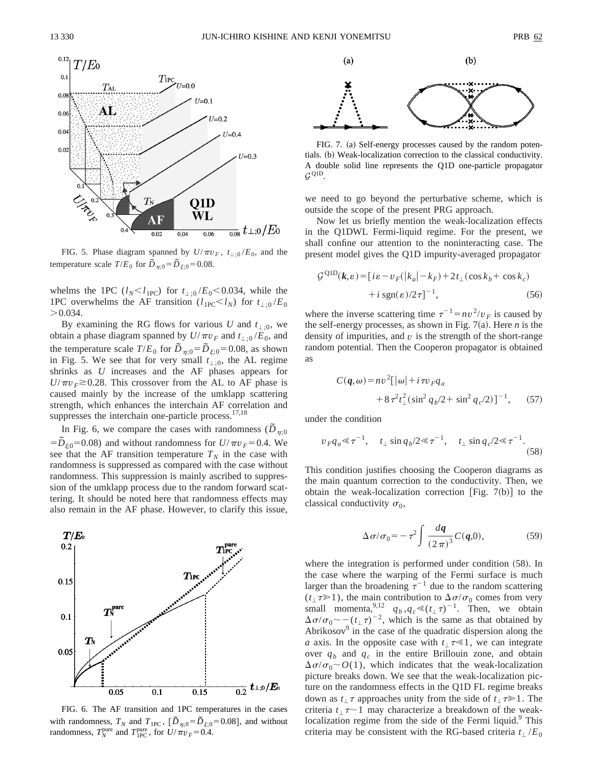FIG. 5. Phase diagram spanned by $U/\pi v_F$, $t_{\perp;0}/E_0$, and the temperature scale $T/E_0$ for $\tilde{D}_{\eta;0}=\tilde{D}_{\xi;0}=0.08$.

whelms the 1PC ($l_N<l_{1PC}$) for $t_{\perp;0}/E_0<0.034$, while the 1PC overwhelms the AF transition ($l_{1PC}<l_N$) for $t_{\perp;0}/E_0>0.034$.

By examining the RG flows for various $U$ and $t_{\perp;0}$, we obtain a phase diagram spanned by $U/\pi v_F$ and $t_{\perp;0}/E_0$, and the temperature scale $T/E_0$ for $\tilde{D}_{\eta;0}=\tilde{D}_{\xi;0}=0.08$, as shown in Fig. 5. We see that for very small $t_{\perp;0}$, the AL regime shrinks as $U$ increases and the AF phases appears for $U/\pi v_F \gtrsim 0.28$. This crossover from the AL to AF phase is caused mainly by the increase of the umklapp scattering strength, which enhances the interchain AF correlation and suppresses the interchain one-particle process.[17,18]

In Fig. 6, we compare the cases with randomness ($\tilde{D}_{\eta;0}=\tilde{D}_{\xi;0}=0.08$) and without randomness for $U/\pi v_F=0.4$. We see that the AF transition temperature $T_N$ in the case with randomness is suppressed as compared with the case without randomness. This suppression is mainly ascribed to suppression of the umklapp process due to the random forward scattering. It should be noted here that randomness effects may also remain in the AF phase. However, to clarify this issue, we need to go beyond the perturbative scheme, which is outside the scope of the present PRG approach.

FIG. 6. The AF transition and 1PC temperatures in the cases with randomness, $T_N$ and $T_{1PC}$, [$\tilde{D}_{\eta;0}=\tilde{D}_{\xi;0}=0.08$], and without randomness, $T_N^{\rm pure}$ and $T_{1PC}^{\rm pure}$, for $U/\pi v_F=0.4$.

FIG. 7. (a) Self-energy processes caused by the random potentials. (b) Weak-localization correction to the classical conductivity. A double solid line represents the Q1D one-particle propagator $\mathcal{G}^{\rm Q1D}$.

Now let us briefly mention the weak-localization effects in the Q1DWL Fermi-liquid regime. For the present, we shall confine our attention to the noninteracting case. The present model gives the Q1D impurity-averaged propagator

$$\mathcal{G}^{\rm Q1D}(\boldsymbol{k},\varepsilon)=[i\varepsilon-v_F(|k_a|-k_F)+2t_\perp(\cos k_b+\cos k_c)+i\,\mathrm{sgn}(\varepsilon)/2\tau]^{-1}, \tag{56}$$

where the inverse scattering time $\tau^{-1}=nv^2/v_F$ is caused by the self-energy processes, as shown in Fig. 7(a). Here $n$ is the density of impurities, and $v$ is the strength of the short-range random potential. Then the Cooperon propagator is obtained as

$$C(\boldsymbol{q},\omega)=nv^2[|\omega|+i\tau v_F q_a+8\tau^2 t_\perp^2(\sin^2 q_b/2+\sin^2 q_c/2)]^{-1}, \tag{57}$$

under the condition

$$v_F q_a \ll \tau^{-1}, \quad t_\perp \sin q_b/2 \ll \tau^{-1}, \quad t_\perp \sin q_c/2 \ll \tau^{-1}. \tag{58}$$

This condition justifies choosing the Cooperon diagrams as the main quantum correction to the conductivity. Then, we obtain the weak-localization correction [Fig. 7(b)] to the classical conductivity $\sigma_0$,

$$\Delta\sigma/\sigma_0=-\tau^2\int\frac{d\boldsymbol{q}}{(2\pi)^3}C(\boldsymbol{q},0), \tag{59}$$

where the integration is performed under condition (58). In the case where the warping of the Fermi surface is much larger than the broadening $\tau^{-1}$ due to the random scattering ($t_\perp\tau\gg 1$), the main contribution to $\Delta\sigma/\sigma_0$ comes from very small momenta,[9,12] $q_b,q_c \ll (t_\perp\tau)^{-1}$. Then, we obtain $\Delta\sigma/\sigma_0 \sim -(t_\perp\tau)^{-2}$, which is the same as that obtained by Abrikosov[9] in the case of the quadratic dispersion along the $a$ axis. In the opposite case with $t_\perp\tau\ll 1$, we can integrate over $q_b$ and $q_c$ in the entire Brillouin zone, and obtain $\Delta\sigma/\sigma_0 \sim O(1)$, which indicates that the weak-localization picture breaks down. We see that the weak-localization picture on the randomness effects in the Q1D FL regime breaks down as $t_\perp\tau$ approaches unity from the side of $t_\perp\tau\gg 1$. The criteria $t_\perp\tau\sim 1$ may characterize a breakdown of the weak-localization regime from the side of the Fermi liquid.[9] This criteria may be consistent with the RG-based criteria $t_\perp/E_0$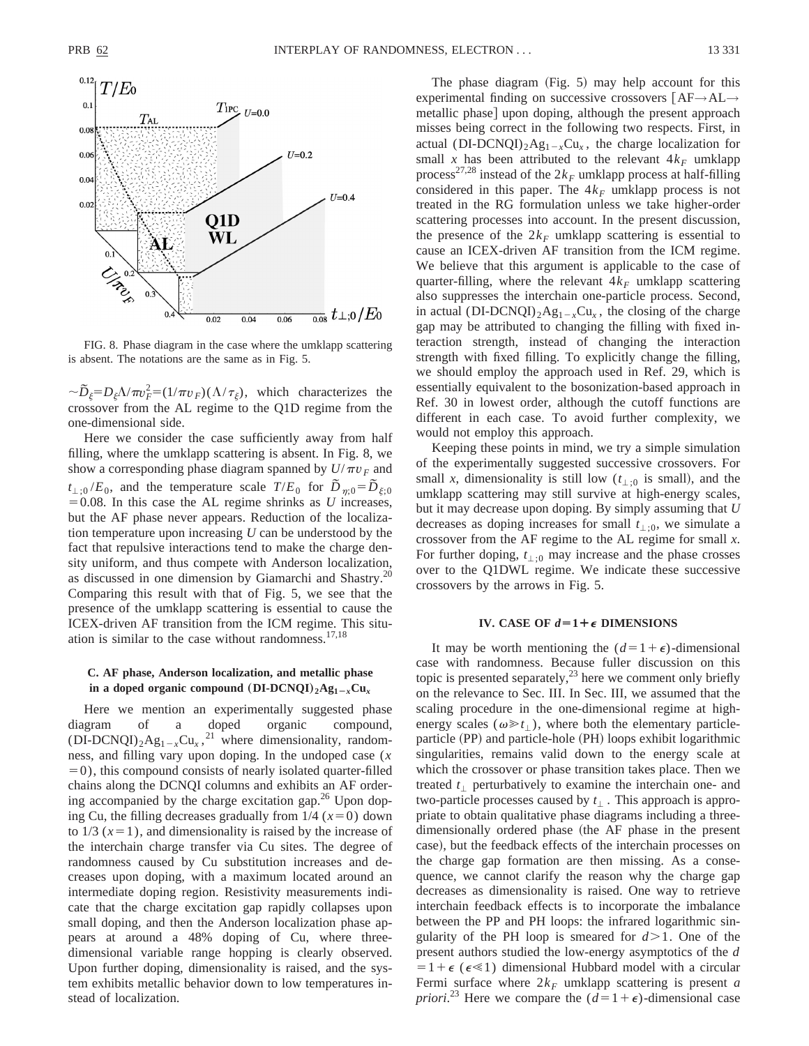FIG. 8. Phase diagram in the case where the umklapp scattering is absent. The notations are the same as in Fig. 5.

$\sim\tilde{D}_{\xi}=D_{\xi}\Lambda/\pi v_F^2=(1/\pi v_F)(\Lambda/\tau_{\xi})$, which characterizes the crossover from the AL regime to the Q1D regime from the one-dimensional side.

Here we consider the case sufficiently away from half filling, where the umklapp scattering is absent. In Fig. 8, we show a corresponding phase diagram spanned by $U/\pi v_F$ and $t_{\perp;0}/E_0$, and the temperature scale $T/E_0$ for $\tilde{D}_{\eta;0}=\tilde{D}_{\xi;0}=0.08$. In this case the AL regime shrinks as $U$ increases, but the AF phase never appears. Reduction of the localization temperature upon increasing $U$ can be understood by the fact that repulsive interactions tend to make the charge density uniform, and thus compete with Anderson localization, as discussed in one dimension by Giamarchi and Shastry.[20] Comparing this result with that of Fig. 5, we see that the presence of the umklapp scattering is essential to cause the ICEX-driven AF transition from the ICM regime. This situation is similar to the case without randomness.[17,18]

### C. AF phase, Anderson localization, and metallic phase in a doped organic compound $(\text{DI-DCNQI})_2\text{Ag}_{1-x}\text{Cu}_x$

Here we mention an experimentally suggested phase diagram of a doped organic compound, $(\text{DI-DCNQI})_2\text{Ag}_{1-x}\text{Cu}_x$,[21] where dimensionality, randomness, and filling vary upon doping. In the undoped case ($x=0$), this compound consists of nearly isolated quarter-filled chains along the DCNQI columns and exhibits an AF ordering accompanied by the charge excitation gap.[26] Upon doping Cu, the filling decreases gradually from 1/4 ($x=0$) down to 1/3 ($x=1$), and dimensionality is raised by the increase of the interchain charge transfer via Cu sites. The degree of randomness caused by Cu substitution increases and decreases upon doping, with a maximum located around an intermediate doping region. Resistivity measurements indicate that the charge excitation gap rapidly collapses upon small doping, and then the Anderson localization phase appears at around a 48% doping of Cu, where three-dimensional variable range hopping is clearly observed. Upon further doping, dimensionality is raised, and the system exhibits metallic behavior down to low temperatures instead of localization.

The phase diagram (Fig. 5) may help account for this experimental finding on successive crossovers [AF→AL→metallic phase] upon doping, although the present approach misses being correct in the following two respects. First, in actual $(\text{DI-DCNQI})_2\text{Ag}_{1-x}\text{Cu}_x$, the charge localization for small $x$ has been attributed to the relevant $4k_F$ umklapp process[27,28] instead of the $2k_F$ umklapp process at half-filling considered in this paper. The $4k_F$ umklapp process is not treated in the RG formulation unless we take higher-order scattering processes into account. In the present discussion, the presence of the $2k_F$ umklapp scattering is essential to cause an ICEX-driven AF transition from the ICM regime. We believe that this argument is applicable to the case of quarter-filling, where the relevant $4k_F$ umklapp scattering also suppresses the interchain one-particle process. Second, in actual $(\text{DI-DCNQI})_2\text{Ag}_{1-x}\text{Cu}_x$, the closing of the charge gap may be attributed to changing the filling with fixed interaction strength, instead of changing the interaction strength with fixed filling. To explicitly change the filling, we should employ the approach used in Ref. 29, which is essentially equivalent to the bosonization-based approach in Ref. 30 in lowest order, although the cutoff functions are different in each case. To avoid further complexity, we would not employ this approach.

Keeping these points in mind, we try a simple simulation of the experimentally suggested successive crossovers. For small $x$, dimensionality is still low ($t_{\perp;0}$ is small), and the umklapp scattering may still survive at high-energy scales, but it may decrease upon doping. By simply assuming that $U$ decreases as doping increases for small $t_{\perp;0}$, we simulate a crossover from the AF regime to the AL regime for small $x$. For further doping, $t_{\perp;0}$ may increase and the phase crosses over to the Q1DWL regime. We indicate these successive crossovers by the arrows in Fig. 5.

## IV. CASE OF $d=1+\epsilon$ DIMENSIONS

It may be worth mentioning the $(d=1+\epsilon)$-dimensional case with randomness. Because fuller discussion on this topic is presented separately,[23] here we comment only briefly on the relevance to Sec. III. In Sec. III, we assumed that the scaling procedure in the one-dimensional regime at high-energy scales ($\omega \gg t_{\perp}$), where both the elementary particle-particle (PP) and particle-hole (PH) loops exhibit logarithmic singularities, remains valid down to the energy scale at which the crossover or phase transition takes place. Then we treated $t_{\perp}$ perturbatively to examine the interchain one- and two-particle processes caused by $t_{\perp}$. This approach is appropriate to obtain qualitative phase diagrams including a three-dimensionally ordered phase (the AF phase in the present case), but the feedback effects of the interchain processes on the charge gap formation are then missing. As a consequence, we cannot clarify the reason why the charge gap decreases as dimensionality is raised. One way to retrieve interchain feedback effects is to incorporate the imbalance between the PP and PH loops: the infrared logarithmic singularity of the PH loop is smeared for $d>1$. One of the present authors studied the low-energy asymptotics of the $d=1+\epsilon$ ($\epsilon \ll 1$) dimensional Hubbard model with a circular Fermi surface where $2k_F$ umklapp scattering is present *a priori*.[23] Here we compare the $(d=1+\epsilon)$-dimensional case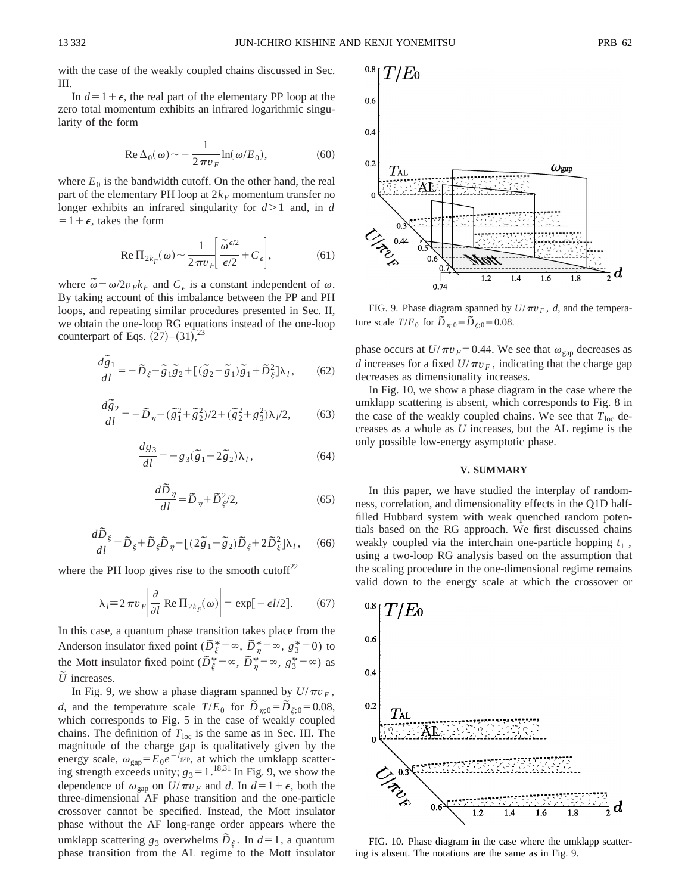with the case of the weakly coupled chains discussed in Sec. III.

In $d=1+\epsilon$, the real part of the elementary PP loop at the zero total momentum exhibits an infrared logarithmic singularity of the form

$$\mathrm{Re}\,\Delta_0(\omega) \sim -\frac{1}{2\pi v_F}\ln(\omega/E_0), \tag{60}$$

where $E_0$ is the bandwidth cutoff. On the other hand, the real part of the elementary PH loop at $2k_F$ momentum transfer no longer exhibits an infrared singularity for $d>1$ and, in $d=1+\epsilon$, takes the form

$$\mathrm{Re}\,\Pi_{2k_F}(\omega) \sim \frac{1}{2\pi v_F}\left[\frac{\tilde{\omega}^{\epsilon/2}}{\epsilon/2}+C_\epsilon\right], \tag{61}$$

where $\tilde{\omega}=\omega/2v_F k_F$ and $C_\epsilon$ is a constant independent of $\omega$. By taking account of this imbalance between the PP and PH loops, and repeating similar procedures presented in Sec. II, we obtain the one-loop RG equations instead of the one-loop counterpart of Eqs. (27)–(31),[23]

$$\frac{d\tilde{g}_1}{dl} = -\tilde{D}_\xi - \tilde{g}_1\tilde{g}_2 + [(\tilde{g}_2-\tilde{g}_1)\tilde{g}_1 + \tilde{D}_\xi^2]\lambda_l, \tag{62}$$

$$\frac{d\tilde{g}_2}{dl} = -\tilde{D}_\eta - (\tilde{g}_1^2+\tilde{g}_2^2)/2 + (\tilde{g}_2^2+g_3^2)\lambda_l/2, \tag{63}$$

$$\frac{dg_3}{dl} = -g_3(\tilde{g}_1-2\tilde{g}_2)\lambda_l, \tag{64}$$

$$\frac{d\tilde{D}_\eta}{dl} = \tilde{D}_\eta + \tilde{D}_\xi^2/2, \tag{65}$$

$$\frac{d\tilde{D}_\xi}{dl} = \tilde{D}_\xi + \tilde{D}_\xi\tilde{D}_\eta - [(2\tilde{g}_1-\tilde{g}_2)\tilde{D}_\xi + 2\tilde{D}_\xi^2]\lambda_l, \tag{66}$$

where the PH loop gives rise to the smooth cutoff[22]

$$\lambda_l \equiv 2\pi v_F\left|\frac{\partial}{\partial l}\,\mathrm{Re}\,\Pi_{2k_F}(\omega)\right| = \exp[-\epsilon l/2]. \tag{67}$$

In this case, a quantum phase transition takes place from the Anderson insulator fixed point ($\tilde{D}_\xi^*=\infty$, $\tilde{D}_\eta^*=\infty$, $g_3^*=0$) to the Mott insulator fixed point ($\tilde{D}_\xi^*=\infty$, $\tilde{D}_\eta^*=\infty$, $g_3^*=\infty$) as $\tilde{U}$ increases.

In Fig. 9, we show a phase diagram spanned by $U/\pi v_F$, $d$, and the temperature scale $T/E_0$ for $\tilde{D}_{\eta;0}=\tilde{D}_{\xi;0}=0.08$, which corresponds to Fig. 5 in the case of weakly coupled chains. The definition of $T_{\mathrm{loc}}$ is the same as in Sec. III. The magnitude of the charge gap is qualitatively given by the energy scale, $\omega_{\mathrm{gap}}=E_0 e^{-l_{\mathrm{gap}}}$, at which the umklapp scattering strength exceeds unity; $g_3=1$.[18,31] In Fig. 9, we show the dependence of $\omega_{\mathrm{gap}}$ on $U/\pi v_F$ and $d$. In $d=1+\epsilon$, both the three-dimensional AF phase transition and the one-particle crossover cannot be specified. Instead, the Mott insulator phase without the AF long-range order appears where the umklapp scattering $g_3$ overwhelms $\tilde{D}_\xi$. In $d=1$, a quantum phase transition from the AL regime to the Mott insulator phase occurs at $U/\pi v_F=0.44$. We see that $\omega_{\mathrm{gap}}$ decreases as $d$ increases for a fixed $U/\pi v_F$, indicating that the charge gap decreases as dimensionality increases.

FIG. 9. Phase diagram spanned by $U/\pi v_F$, $d$, and the temperature scale $T/E_0$ for $\tilde{D}_{\eta;0}=\tilde{D}_{\xi;0}=0.08$.

In Fig. 10, we show a phase diagram in the case where the umklapp scattering is absent, which corresponds to Fig. 8 in the case of the weakly coupled chains. We see that $T_{\mathrm{loc}}$ decreases as a whole as $U$ increases, but the AL regime is the only possible low-energy asymptotic phase.

FIG. 10. Phase diagram in the case where the umklapp scattering is absent. The notations are the same as in Fig. 9.

### V. SUMMARY

In this paper, we have studied the interplay of randomness, correlation, and dimensionality effects in the Q1D half-filled Hubbard system with weak quenched random potentials based on the RG approach. We first discussed chains weakly coupled via the interchain one-particle hopping $t_\perp$, using a two-loop RG analysis based on the assumption that the scaling procedure in the one-dimensional regime remains valid down to the energy scale at which the crossover or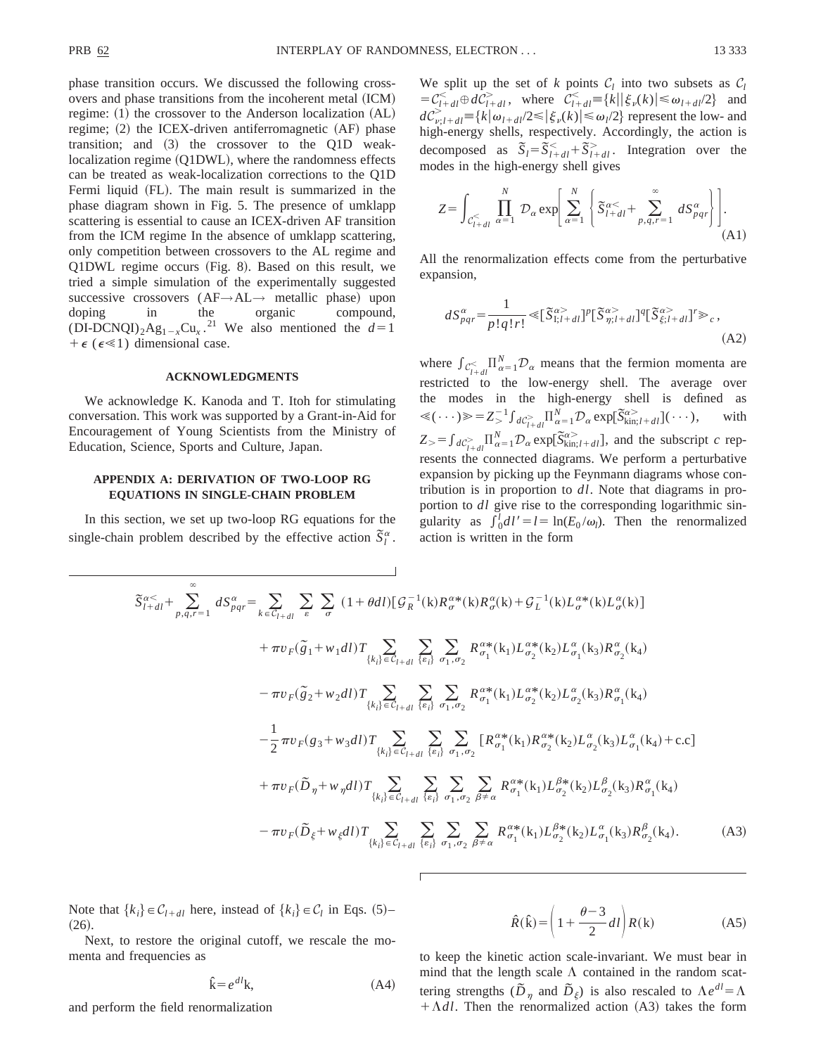phase transition occurs. We discussed the following crossovers and phase transitions from the incoherent metal (ICM) regime: (1) the crossover to the Anderson localization (AL) regime; (2) the ICEX-driven antiferromagnetic (AF) phase transition; and (3) the crossover to the Q1D weak-localization regime (Q1DWL), where the randomness effects can be treated as weak-localization corrections to the Q1D Fermi liquid (FL). The main result is summarized in the phase diagram shown in Fig. 5. The presence of umklapp scattering is essential to cause an ICEX-driven AF transition from the ICM regime In the absence of umklapp scattering, only competition between crossovers to the AL regime and Q1DWL regime occurs (Fig. 8). Based on this result, we tried a simple simulation of the experimentally suggested successive crossovers (AF→AL→ metallic phase) upon doping in the organic compound, (DI-DCNQI)$_2$Ag$_{1-x}$Cu$_x$.[21] We also mentioned the $d=1+\epsilon$ ($\epsilon \ll 1$) dimensional case.

## ACKNOWLEDGMENTS

We acknowledge K. Kanoda and T. Itoh for stimulating conversation. This work was supported by a Grant-in-Aid for Encouragement of Young Scientists from the Ministry of Education, Science, Sports and Culture, Japan.

## APPENDIX A: DERIVATION OF TWO-LOOP RG EQUATIONS IN SINGLE-CHAIN PROBLEM

In this section, we set up two-loop RG equations for the single-chain problem described by the effective action $\tilde{S}_l^\alpha$. We split up the set of $k$ points $\mathcal{C}_l$ into two subsets as $\mathcal{C}_l = \mathcal{C}_{l+dl}^< \oplus d\mathcal{C}_{l+dl}^>$, where $\mathcal{C}_{l+dl}^< \equiv \{k \| \xi_\nu(k)| \leq \omega_{l+dl}/2\}$ and $d\mathcal{C}_{\nu;l+dl}^> \equiv \{k|\omega_{l+dl}/2 \leq |\xi_\nu(k)| \leq \omega_l/2\}$ represent the low- and high-energy shells, respectively. Accordingly, the action is decomposed as $\tilde{S}_l = \tilde{S}_{l+dl}^< + \tilde{S}_{l+dl}^>$. Integration over the modes in the high-energy shell gives

$$Z = \int_{\mathcal{C}_{l+dl}^<} \prod_{\alpha=1}^N \mathcal{D}_\alpha \exp\left[\sum_{\alpha=1}^N \left\{\tilde{S}_{l+dl}^{\alpha<} + \sum_{p,q,r=1}^\infty dS_{pqr}^\alpha\right\}\right]. \tag{A1}$$

All the renormalization effects come from the perturbative expansion,

$$dS_{pqr}^\alpha = \frac{1}{p!q!r!} \langle\!\langle [\tilde{S}_{\mathrm{I};l+dl}^{\alpha>}]^p [\tilde{S}_{\eta;l+dl}^{\alpha>}]^q [\tilde{S}_{\xi;l+dl}^{\alpha>}]^r \rangle\!\rangle_c, \tag{A2}$$

where $\int_{\mathcal{C}_{l+dl}^<} \prod_{\alpha=1}^N \mathcal{D}_\alpha$ means that the fermion momenta are restricted to the low-energy shell. The average over the modes in the high-energy shell is defined as $\langle\!\langle (\cdots) \rangle\!\rangle = Z_>^{-1} \int_{d\mathcal{C}_{l+dl}^>} \prod_{\alpha=1}^N \mathcal{D}_\alpha \exp[\tilde{S}_{\mathrm{kin};l+dl}^{\alpha>}](\cdots)$, with $Z_> = \int_{d\mathcal{C}_{l+dl}^>} \prod_{\alpha=1}^N \mathcal{D}_\alpha \exp[\tilde{S}_{\mathrm{kin};l+dl}^{\alpha>}]$, and the subscript $c$ represents the connected diagrams. We perform a perturbative expansion by picking up the Feynmann diagrams whose contribution is in proportion to $dl$. Note that diagrams in proportion to $dl$ give rise to the corresponding logarithmic singularity as $\int_0^l dl' = l = \ln(E_0/\omega_l)$. Then the renormalized action is written in the form

$$\begin{aligned}
\tilde{S}_{l+dl}^{\alpha<} + \sum_{p,q,r=1}^\infty dS_{pqr}^\alpha = &\sum_{k \in \mathcal{C}_{l+dl}} \sum_\varepsilon \sum_\sigma (1+\theta dl)[\mathcal{G}_R^{-1}(\mathrm{k}) R_\sigma^{\alpha*}(\mathrm{k}) R_\sigma^\alpha(\mathrm{k}) + \mathcal{G}_L^{-1}(\mathrm{k}) L_\sigma^{\alpha*}(\mathrm{k}) L_\sigma^\alpha(\mathrm{k})] \\
&+ \pi v_F(\tilde{g}_1 + w_1 dl) T \sum_{\{k_i\} \in \mathcal{C}_{l+dl}} \sum_{\{\varepsilon_i\}} \sum_{\sigma_1,\sigma_2} R_{\sigma_1}^{\alpha*}(\mathrm{k}_1) L_{\sigma_2}^{\alpha*}(\mathrm{k}_2) L_{\sigma_1}^\alpha(\mathrm{k}_3) R_{\sigma_2}^\alpha(\mathrm{k}_4) \\
&- \pi v_F(\tilde{g}_2 + w_2 dl) T \sum_{\{k_i\} \in \mathcal{C}_{l+dl}} \sum_{\{\varepsilon_i\}} \sum_{\sigma_1,\sigma_2} R_{\sigma_1}^{\alpha*}(\mathrm{k}_1) L_{\sigma_2}^{\alpha*}(\mathrm{k}_2) L_{\sigma_2}^\alpha(\mathrm{k}_3) R_{\sigma_1}^\alpha(\mathrm{k}_4) \\
&- \frac{1}{2} \pi v_F(g_3 + w_3 dl) T \sum_{\{k_i\} \in \mathcal{C}_{l+dl}} \sum_{\{\varepsilon_i\}} \sum_{\sigma_1,\sigma_2} [R_{\sigma_1}^{\alpha*}(\mathrm{k}_1) R_{\sigma_2}^{\alpha*}(\mathrm{k}_2) L_{\sigma_2}^\alpha(\mathrm{k}_3) L_{\sigma_1}^\alpha(\mathrm{k}_4) + \mathrm{c.c}] \\
&+ \pi v_F(\tilde{D}_\eta + w_\eta dl) T \sum_{\{k_i\} \in \mathcal{C}_{l+dl}} \sum_{\{\varepsilon_i\}} \sum_{\sigma_1,\sigma_2} \sum_{\beta \neq \alpha} R_{\sigma_1}^{\alpha*}(\mathrm{k}_1) L_{\sigma_2}^{\beta*}(\mathrm{k}_2) L_{\sigma_2}^\beta(\mathrm{k}_3) R_{\sigma_1}^\alpha(\mathrm{k}_4) \\
&- \pi v_F(\tilde{D}_\xi + w_\xi dl) T \sum_{\{k_i\} \in \mathcal{C}_{l+dl}} \sum_{\{\varepsilon_i\}} \sum_{\sigma_1,\sigma_2} \sum_{\beta \neq \alpha} R_{\sigma_1}^{\alpha*}(\mathrm{k}_1) L_{\sigma_2}^{\beta*}(\mathrm{k}_2) L_{\sigma_1}^\alpha(\mathrm{k}_3) R_{\sigma_2}^\beta(\mathrm{k}_4).
\end{aligned} \tag{A3}$$

Note that $\{k_i\} \in \mathcal{C}_{l+dl}$ here, instead of $\{k_i\} \in \mathcal{C}_l$ in Eqs. (5)–(26).

Next, to restore the original cutoff, we rescale the momenta and frequencies as

$$\hat{\mathrm{k}} = e^{dl}\mathrm{k}, \tag{A4}$$

and perform the field renormalization

$$\hat{R}(\hat{\mathrm{k}}) = \left(1 + \frac{\theta - 3}{2} dl\right) R(\mathrm{k}) \tag{A5}$$

to keep the kinetic action scale-invariant. We must bear in mind that the length scale $\Lambda$ contained in the random scattering strengths ($\tilde{D}_\eta$ and $\tilde{D}_\xi$) is also rescaled to $\Lambda e^{dl} = \Lambda + \Lambda dl$. Then the renormalized action (A3) takes the form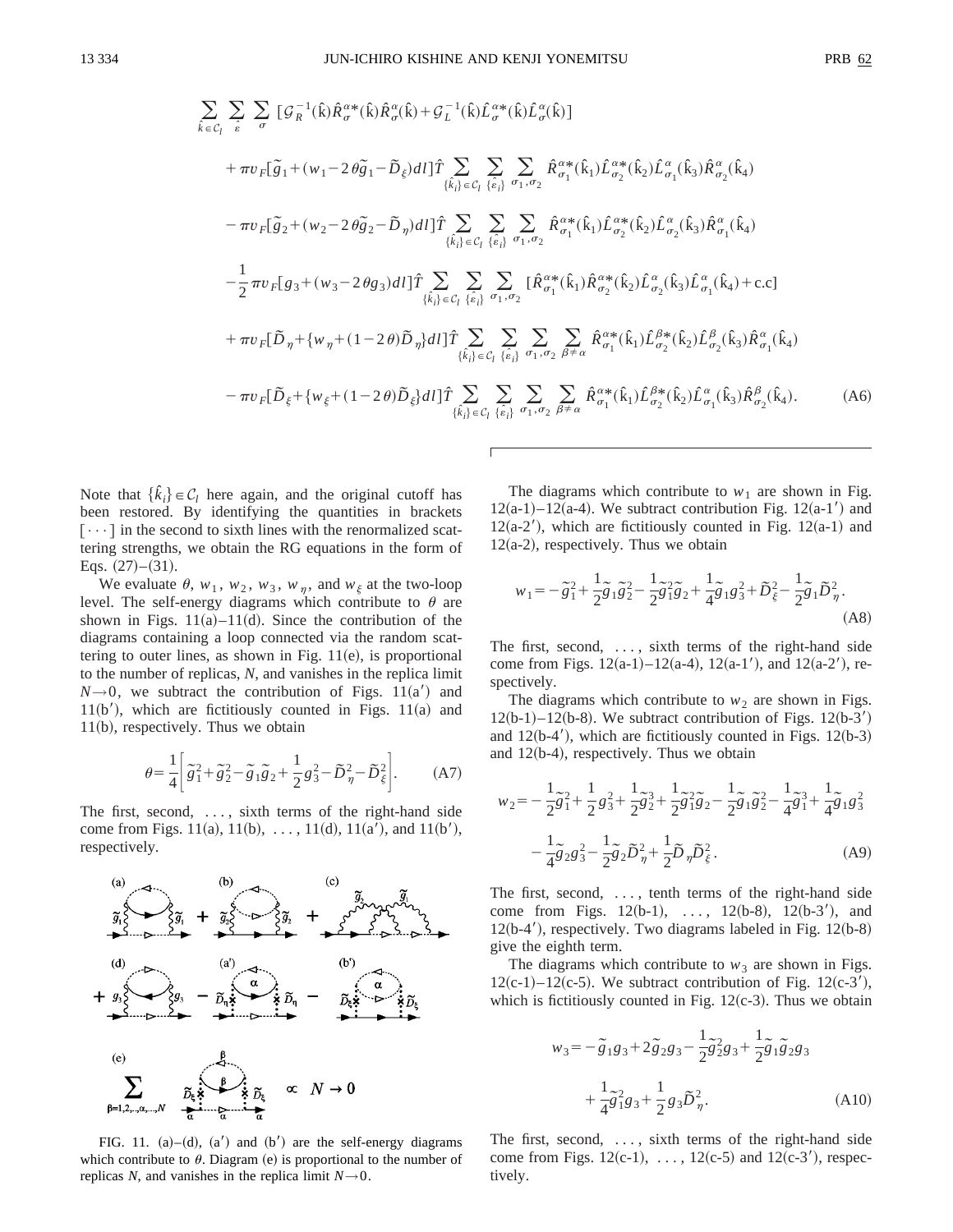$$
\sum_{\hat{k}\in\mathcal{C}_l}\sum_{\hat{\varepsilon}}\sum_{\sigma}[\mathcal{G}_R^{-1}(\hat{\mathrm{k}})\hat{R}_\sigma^{\alpha*}(\hat{\mathrm{k}})\hat{R}_\sigma^{\alpha}(\hat{\mathrm{k}})+\mathcal{G}_L^{-1}(\hat{\mathrm{k}})\hat{L}_\sigma^{\alpha*}(\hat{\mathrm{k}})\hat{L}_\sigma^{\alpha}(\hat{\mathrm{k}})]
$$

$$
+\pi v_F[\tilde{g}_1+(w_1-2\theta\tilde{g}_1-\tilde{D}_\xi)dl]\hat{T}\sum_{\{\hat{k}_i\}\in\mathcal{C}_l}\sum_{\{\hat{\varepsilon}_i\}}\sum_{\sigma_1,\sigma_2}\hat{R}_{\sigma_1}^{\alpha*}(\hat{\mathrm{k}}_1)\hat{L}_{\sigma_2}^{\alpha*}(\hat{\mathrm{k}}_2)\hat{L}_{\sigma_1}^{\alpha}(\hat{\mathrm{k}}_3)\hat{R}_{\sigma_2}^{\alpha}(\hat{\mathrm{k}}_4)
$$

$$
-\pi v_F[\tilde{g}_2+(w_2-2\theta\tilde{g}_2-\tilde{D}_\eta)dl]\hat{T}\sum_{\{\hat{k}_i\}\in\mathcal{C}_l}\sum_{\{\hat{\varepsilon}_i\}}\sum_{\sigma_1,\sigma_2}\hat{R}_{\sigma_1}^{\alpha*}(\hat{\mathrm{k}}_1)\hat{L}_{\sigma_2}^{\alpha*}(\hat{\mathrm{k}}_2)\hat{L}_{\sigma_2}^{\alpha}(\hat{\mathrm{k}}_3)\hat{R}_{\sigma_1}^{\alpha}(\hat{\mathrm{k}}_4)
$$

$$
-\frac{1}{2}\pi v_F[g_3+(w_3-2\theta g_3)dl]\hat{T}\sum_{\{\hat{k}_i\}\in\mathcal{C}_l}\sum_{\{\hat{\varepsilon}_i\}}\sum_{\sigma_1,\sigma_2}[\hat{R}_{\sigma_1}^{\alpha*}(\hat{\mathrm{k}}_1)\hat{R}_{\sigma_2}^{\alpha*}(\hat{\mathrm{k}}_2)\hat{L}_{\sigma_2}^{\alpha}(\hat{\mathrm{k}}_3)\hat{L}_{\sigma_1}^{\alpha}(\hat{\mathrm{k}}_4)+\mathrm{c.c}]
$$

$$
+\pi v_F[\tilde{D}_\eta+\{w_\eta+(1-2\theta)\tilde{D}_\eta\}dl]\hat{T}\sum_{\{\hat{k}_i\}\in\mathcal{C}_l}\sum_{\{\hat{\varepsilon}_i\}}\sum_{\sigma_1,\sigma_2}\sum_{\beta\neq\alpha}\hat{R}_{\sigma_1}^{\alpha*}(\hat{\mathrm{k}}_1)\hat{L}_{\sigma_2}^{\beta*}(\hat{\mathrm{k}}_2)\hat{L}_{\sigma_2}^{\beta}(\hat{\mathrm{k}}_3)\hat{R}_{\sigma_1}^{\alpha}(\hat{\mathrm{k}}_4)
$$

$$
-\pi v_F[\tilde{D}_\xi+\{w_\xi+(1-2\theta)\tilde{D}_\xi\}dl]\hat{T}\sum_{\{\hat{k}_i\}\in\mathcal{C}_l}\sum_{\{\hat{\varepsilon}_i\}}\sum_{\sigma_1,\sigma_2}\sum_{\beta\neq\alpha}\hat{R}_{\sigma_1}^{\alpha*}(\hat{\mathrm{k}}_1)\hat{L}_{\sigma_2}^{\beta*}(\hat{\mathrm{k}}_2)\hat{L}_{\sigma_1}^{\alpha}(\hat{\mathrm{k}}_3)\hat{R}_{\sigma_2}^{\beta}(\hat{\mathrm{k}}_4). \tag{A6}
$$

Note that $\{\hat{k}_i\}\in\mathcal{C}_l$ here again, and the original cutoff has been restored. By identifying the quantities in brackets $[\cdots]$ in the second to sixth lines with the renormalized scattering strengths, we obtain the RG equations in the form of Eqs. (27)–(31).

We evaluate $\theta$, $w_1$, $w_2$, $w_3$, $w_\eta$, and $w_\xi$ at the two-loop level. The self-energy diagrams which contribute to $\theta$ are shown in Figs. 11(a)–11(d). Since the contribution of the diagrams containing a loop connected via the random scattering to outer lines, as shown in Fig. 11(e), is proportional to the number of replicas, $N$, and vanishes in the replica limit $N\to 0$, we subtract the contribution of Figs. 11(a′) and 11(b′), which are fictitiously counted in Figs. 11(a) and 11(b), respectively. Thus we obtain

$$
\theta=\frac{1}{4}\left[\tilde{g}_1^2+\tilde{g}_2^2-\tilde{g}_1\tilde{g}_2+\frac{1}{2}g_3^2-\tilde{D}_\eta^2-\tilde{D}_\xi^2\right]. \tag{A7}
$$

The first, second, ..., sixth terms of the right-hand side come from Figs. 11(a), 11(b), ..., 11(d), 11(a′), and 11(b′), respectively.

FIG. 11. (a)–(d), (a′) and (b′) are the self-energy diagrams which contribute to $\theta$. Diagram (e) is proportional to the number of replicas $N$, and vanishes in the replica limit $N\to 0$.

The diagrams which contribute to $w_1$ are shown in Fig. 12(a-1)–12(a-4). We subtract contribution Fig. 12(a-1′) and 12(a-2′), which are fictitiously counted in Fig. 12(a-1) and 12(a-2), respectively. Thus we obtain

$$
w_1=-\tilde{g}_1^2+\frac{1}{2}\tilde{g}_1\tilde{g}_2^2-\frac{1}{2}\tilde{g}_1^2\tilde{g}_2+\frac{1}{4}\tilde{g}_1 g_3^2+\tilde{D}_\xi^2-\frac{1}{2}\tilde{g}_1\tilde{D}_\eta^2. \tag{A8}
$$

The first, second, ..., sixth terms of the right-hand side come from Figs. 12(a-1)–12(a-4), 12(a-1′), and 12(a-2′), respectively.

The diagrams which contribute to $w_2$ are shown in Figs. 12(b-1)–12(b-8). We subtract contribution of Figs. 12(b-3′) and 12(b-4′), which are fictitiously counted in Figs. 12(b-3) and 12(b-4), respectively. Thus we obtain

$$
w_2=-\frac{1}{2}\tilde{g}_1^2+\frac{1}{2}g_3^2+\frac{1}{2}\tilde{g}_2^3+\frac{1}{2}\tilde{g}_1^2\tilde{g}_2-\frac{1}{2}\tilde{g}_1\tilde{g}_2^2-\frac{1}{4}\tilde{g}_1^3+\frac{1}{4}\tilde{g}_1 g_3^2
$$

$$
-\frac{1}{4}\tilde{g}_2 g_3^2-\frac{1}{2}\tilde{g}_2\tilde{D}_\eta^2+\frac{1}{2}\tilde{D}_\eta\tilde{D}_\xi^2. \tag{A9}
$$

The first, second, ..., tenth terms of the right-hand side come from Figs. 12(b-1), ..., 12(b-8), 12(b-3′), and 12(b-4′), respectively. Two diagrams labeled in Fig. 12(b-8) give the eighth term.

The diagrams which contribute to $w_3$ are shown in Figs. 12(c-1)–12(c-5). We subtract contribution of Fig. 12(c-3′), which is fictitiously counted in Fig. 12(c-3). Thus we obtain

$$
w_3=-\tilde{g}_1 g_3+2\tilde{g}_2 g_3-\frac{1}{2}\tilde{g}_2^2 g_3+\frac{1}{2}\tilde{g}_1\tilde{g}_2 g_3
$$

$$
+\frac{1}{4}\tilde{g}_1^2 g_3+\frac{1}{2}g_3\tilde{D}_\eta^2. \tag{A10}
$$

The first, second, ..., sixth terms of the right-hand side come from Figs. 12(c-1), ..., 12(c-5) and 12(c-3′), respectively.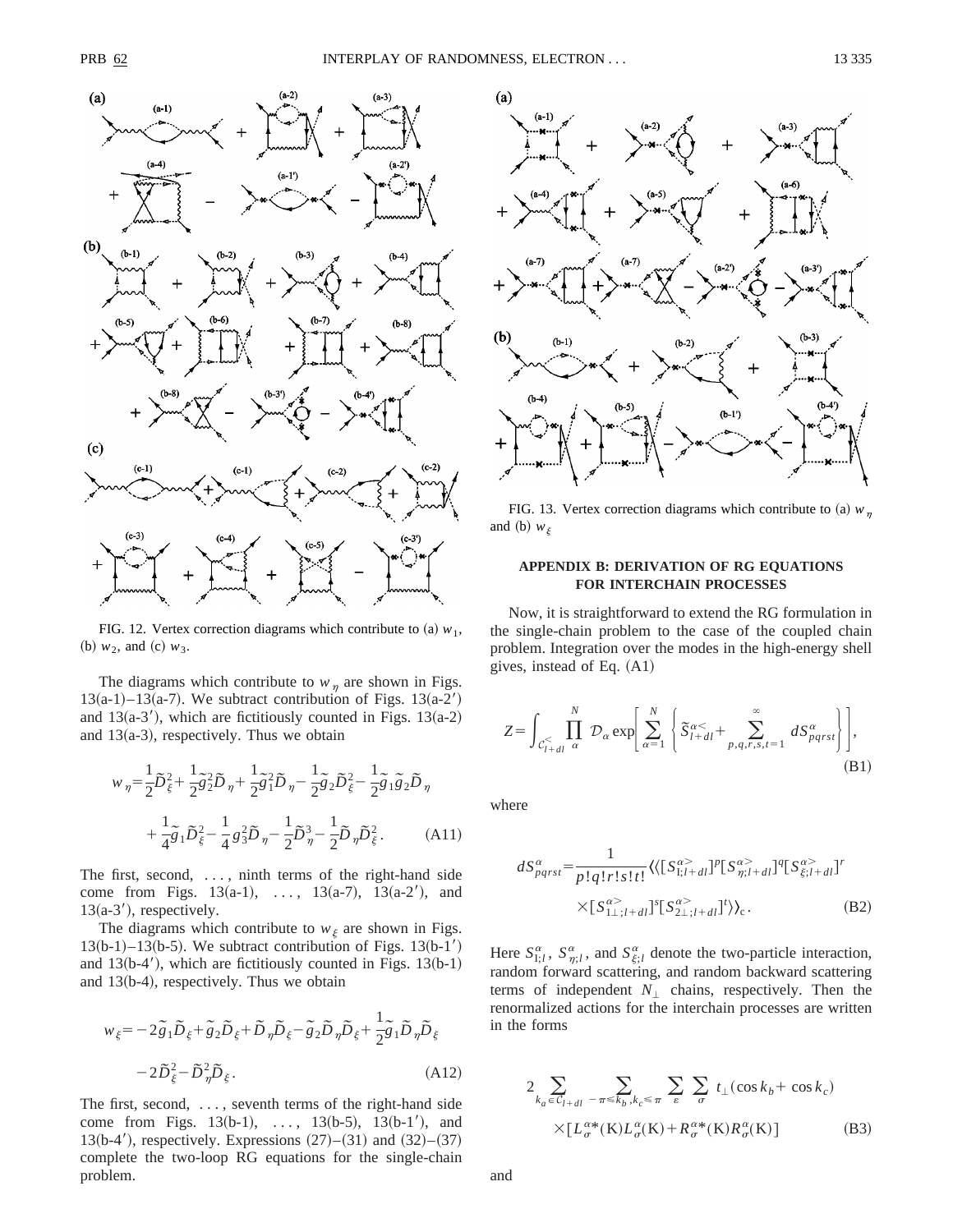FIG. 12. Vertex correction diagrams which contribute to (a) $w_1$, (b) $w_2$, and (c) $w_3$.

The diagrams which contribute to $w_\eta$ are shown in Figs. 13(a-1)–13(a-7). We subtract contribution of Figs. 13(a-2′) and 13(a-3′), which are fictitiously counted in Figs. 13(a-2) and 13(a-3), respectively. Thus we obtain

$$w_\eta = \frac{1}{2}\tilde{D}_\xi^2 + \frac{1}{2}\tilde{g}_2^2\tilde{D}_\eta + \frac{1}{2}\tilde{g}_1^2\tilde{D}_\eta - \frac{1}{2}\tilde{g}_2\tilde{D}_\xi^2 - \frac{1}{2}\tilde{g}_1\tilde{g}_2\tilde{D}_\eta + \frac{1}{4}\tilde{g}_1\tilde{D}_\xi^2 - \frac{1}{4}g_3^2\tilde{D}_\eta - \frac{1}{2}\tilde{D}_\eta^3 - \frac{1}{2}\tilde{D}_\eta\tilde{D}_\xi^2. \tag{A11}$$

The first, second, ..., ninth terms of the right-hand side come from Figs. 13(a-1), ..., 13(a-7), 13(a-2′), and 13(a-3′), respectively.

The diagrams which contribute to $w_\xi$ are shown in Figs. 13(b-1)–13(b-5). We subtract contribution of Figs. 13(b-1′) and 13(b-4′), which are fictitiously counted in Figs. 13(b-1) and 13(b-4), respectively. Thus we obtain

$$w_\xi = -2\tilde{g}_1\tilde{D}_\xi + \tilde{g}_2\tilde{D}_\xi + \tilde{D}_\eta\tilde{D}_\xi - \tilde{g}_2\tilde{D}_\eta\tilde{D}_\xi + \frac{1}{2}\tilde{g}_1\tilde{D}_\eta\tilde{D}_\xi - 2\tilde{D}_\xi^2 - \tilde{D}_\eta^2\tilde{D}_\xi. \tag{A12}$$

The first, second, ..., seventh terms of the right-hand side come from Figs. 13(b-1), ..., 13(b-5), 13(b-1′), and 13(b-4′), respectively. Expressions (27)–(31) and (32)–(37) complete the two-loop RG equations for the single-chain problem.

FIG. 13. Vertex correction diagrams which contribute to (a) $w_\eta$ and (b) $w_\xi$

## APPENDIX B: DERIVATION OF RG EQUATIONS FOR INTERCHAIN PROCESSES

Now, it is straightforward to extend the RG formulation in the single-chain problem to the case of the coupled chain problem. Integration over the modes in the high-energy shell gives, instead of Eq. (A1)

$$Z = \int_{C_{l+dl}^<} \prod_\alpha^N \mathcal{D}_\alpha \exp\left[\sum_{\alpha=1}^N \left\{\tilde{S}_{l+dl}^{\alpha<} + \sum_{p,q,r,s,t=1}^\infty dS_{pqrst}^\alpha\right\}\right], \tag{B1}$$

where

$$dS_{pqrst}^\alpha = \frac{1}{p!q!r!s!t!}\langle\langle [S_{\mathrm{I};l+dl}^{\alpha>}]^p [S_{\eta;l+dl}^{\alpha>}]^q [S_{\xi;l+dl}^{\alpha>}]^r \times [S_{1\perp;l+dl}^{\alpha>}]^s [S_{2\perp;l+dl}^{\alpha>}]^t\rangle\rangle_c. \tag{B2}$$

Here $S_{\mathrm{I};l}^\alpha$, $S_{\eta;l}^\alpha$, and $S_{\xi;l}^\alpha$ denote the two-particle interaction, random forward scattering, and random backward scattering terms of independent $N_\perp$ chains, respectively. Then the renormalized actions for the interchain processes are written in the forms

$$2\sum_{k_a\in C_{l+dl}}\sum_{-\pi\le k_b,k_c\le\pi}\sum_\varepsilon\sum_\sigma t_\perp(\cos k_b + \cos k_c) \times [L_\sigma^{\alpha*}(\mathrm{K})L_\sigma^\alpha(\mathrm{K}) + R_\sigma^{\alpha*}(\mathrm{K})R_\sigma^\alpha(\mathrm{K})] \tag{B3}$$

and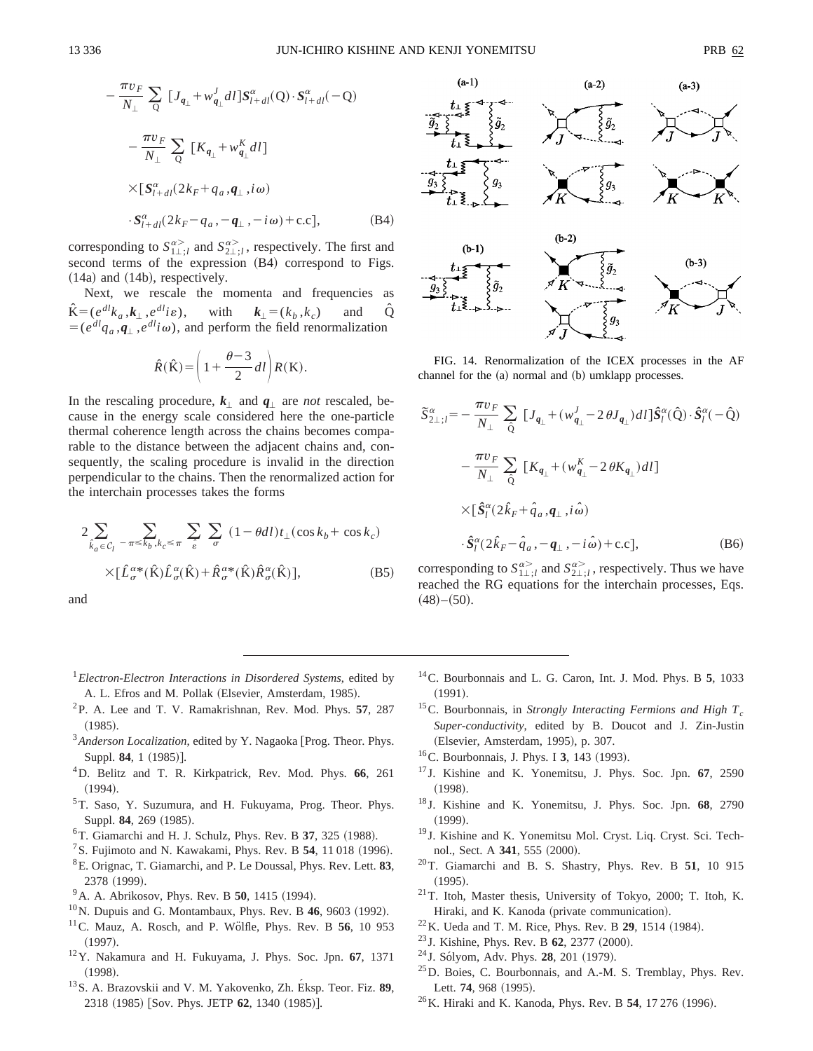$$
-\frac{\pi v_F}{N_\perp}\sum_{\mathrm{Q}}\,[J_{\boldsymbol{q}_\perp}+w^J_{\boldsymbol{q}_\perp}dl]\boldsymbol{S}^\alpha_{l+dl}(\mathrm{Q})\cdot\boldsymbol{S}^\alpha_{l+dl}(-\mathrm{Q})
$$

$$
-\frac{\pi v_F}{N_\perp}\sum_{\mathrm{Q}}\,[K_{\boldsymbol{q}_\perp}+w^K_{\boldsymbol{q}_\perp}dl]
$$

$$
\times[\boldsymbol{S}^\alpha_{l+dl}(2k_F+q_a,\boldsymbol{q}_\perp,i\omega)
$$

$$
\cdot\boldsymbol{S}^\alpha_{l+dl}(2k_F-q_a,-\boldsymbol{q}_\perp,-i\omega)+\mathrm{c.c}], \tag{B4}
$$

corresponding to $S^{\alpha>}_{1\perp;l}$ and $S^{\alpha>}_{2\perp;l}$, respectively. The first and second terms of the expression (B4) correspond to Figs. (14a) and (14b), respectively.

Next, we rescale the momenta and frequencies as $\hat{\mathrm{K}}=(e^{dl}k_a,\boldsymbol{k}_\perp,e^{dl}i\varepsilon)$, with $\boldsymbol{k}_\perp=(k_b,k_c)$ and $\hat{\mathrm{Q}}=(e^{dl}q_a,\boldsymbol{q}_\perp,e^{dl}i\omega)$, and perform the field renormalization

$$
\hat{R}(\hat{\mathrm{K}})=\left(1+\frac{\theta-3}{2}dl\right)R(\mathrm{K}).
$$

In the rescaling procedure, $\boldsymbol{k}_\perp$ and $\boldsymbol{q}_\perp$ are *not* rescaled, because in the energy scale considered here the one-particle thermal coherence length across the chains becomes comparable to the distance between the adjacent chains and, consequently, the scaling procedure is invalid in the direction perpendicular to the chains. Then the renormalized action for the interchain processes takes the forms

$$
2\sum_{\hat{k}_a\in\mathcal{C}_l}\;\sum_{-\pi\leqslant k_b,k_c\leqslant\pi}\;\sum_{\varepsilon}\;\sum_{\sigma}\;(1-\theta dl)t_\perp(\cos k_b+\cos k_c)
$$

$$
\times[\hat{L}^{\alpha *}_\sigma(\hat{\mathrm{K}})\hat{L}^\alpha_\sigma(\hat{\mathrm{K}})+\hat{R}^{\alpha *}_\sigma(\hat{\mathrm{K}})\hat{R}^\alpha_\sigma(\hat{\mathrm{K}})], \tag{B5}
$$

and

FIG. 14. Renormalization of the ICEX processes in the AF channel for the (a) normal and (b) umklapp processes.

$$
\tilde{S}^\alpha_{2\perp;l}=-\frac{\pi v_F}{N_\perp}\sum_{\hat{\mathrm{Q}}}\,[J_{\boldsymbol{q}_\perp}+(w^J_{\boldsymbol{q}_\perp}-2\theta J_{\boldsymbol{q}_\perp})dl]\hat{\boldsymbol{S}}^\alpha_l(\hat{\mathrm{Q}})\cdot\hat{\boldsymbol{S}}^\alpha_l(-\hat{\mathrm{Q}})
$$

$$
-\frac{\pi v_F}{N_\perp}\sum_{\hat{\mathrm{Q}}}\,[K_{\boldsymbol{q}_\perp}+(w^K_{\boldsymbol{q}_\perp}-2\theta K_{\boldsymbol{q}_\perp})dl]
$$

$$
\times[\hat{\boldsymbol{S}}^\alpha_l(2\hat{k}_F+\hat{q}_a,\boldsymbol{q}_\perp,i\hat{\omega})
$$

$$
\cdot\hat{\boldsymbol{S}}^\alpha_l(2\hat{k}_F-\hat{q}_a,-\boldsymbol{q}_\perp,-i\hat{\omega})+\mathrm{c.c}], \tag{B6}
$$

corresponding to $S^{\alpha>}_{1\perp;l}$ and $S^{\alpha>}_{2\perp;l}$, respectively. Thus we have reached the RG equations for the interchain processes, Eqs. (48)–(50).

---

[1] *Electron-Electron Interactions in Disordered Systems*, edited by A. L. Efros and M. Pollak (Elsevier, Amsterdam, 1985).
[2] P. A. Lee and T. V. Ramakrishnan, Rev. Mod. Phys. **57**, 287 (1985).
[3] *Anderson Localization*, edited by Y. Nagaoka [Prog. Theor. Phys. Suppl. **84**, 1 (1985)].
[4] D. Belitz and T. R. Kirkpatrick, Rev. Mod. Phys. **66**, 261 (1994).
[5] T. Saso, Y. Suzumura, and H. Fukuyama, Prog. Theor. Phys. Suppl. **84**, 269 (1985).
[6] T. Giamarchi and H. J. Schulz, Phys. Rev. B **37**, 325 (1988).
[7] S. Fujimoto and N. Kawakami, Phys. Rev. B **54**, 11 018 (1996).
[8] E. Orignac, T. Giamarchi, and P. Le Doussal, Phys. Rev. Lett. **83**, 2378 (1999).
[9] A. A. Abrikosov, Phys. Rev. B **50**, 1415 (1994).
[10] N. Dupuis and G. Montambaux, Phys. Rev. B **46**, 9603 (1992).
[11] C. Mauz, A. Rosch, and P. Wölfle, Phys. Rev. B **56**, 10 953 (1997).
[12] Y. Nakamura and H. Fukuyama, J. Phys. Soc. Jpn. **67**, 1371 (1998).
[13] S. A. Brazovskii and V. M. Yakovenko, Zh. Éksp. Teor. Fiz. **89**, 2318 (1985) [Sov. Phys. JETP **62**, 1340 (1985)].
[14] C. Bourbonnais and L. G. Caron, Int. J. Mod. Phys. B **5**, 1033 (1991).
[15] C. Bourbonnais, in *Strongly Interacting Fermions and High $T_c$ Super-conductivity*, edited by B. Doucot and J. Zin-Justin (Elsevier, Amsterdam, 1995), p. 307.
[16] C. Bourbonnais, J. Phys. I **3**, 143 (1993).
[17] J. Kishine and K. Yonemitsu, J. Phys. Soc. Jpn. **67**, 2590 (1998).
[18] J. Kishine and K. Yonemitsu, J. Phys. Soc. Jpn. **68**, 2790 (1999).
[19] J. Kishine and K. Yonemitsu Mol. Cryst. Liq. Cryst. Sci. Technol., Sect. A **341**, 555 (2000).
[20] T. Giamarchi and B. S. Shastry, Phys. Rev. B **51**, 10 915 (1995).
[21] T. Itoh, Master thesis, University of Tokyo, 2000; T. Itoh, K. Hiraki, and K. Kanoda (private communication).
[22] K. Ueda and T. M. Rice, Phys. Rev. B **29**, 1514 (1984).
[23] J. Kishine, Phys. Rev. B **62**, 2377 (2000).
[24] J. Sólyom, Adv. Phys. **28**, 201 (1979).
[25] D. Boies, C. Bourbonnais, and A.-M. S. Tremblay, Phys. Rev. Lett. **74**, 968 (1995).
[26] K. Hiraki and K. Kanoda, Phys. Rev. B **54**, 17 276 (1996).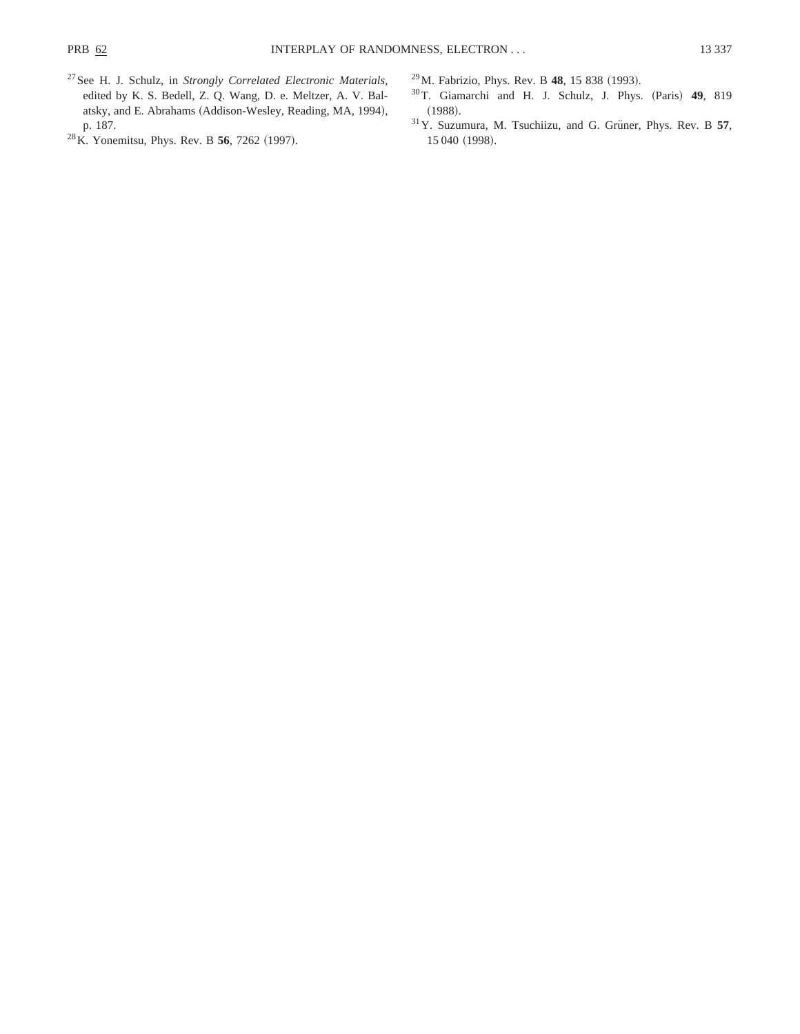[27] See H. J. Schulz, in *Strongly Correlated Electronic Materials*, edited by K. S. Bedell, Z. Q. Wang, D. e. Meltzer, A. V. Balatsky, and E. Abrahams (Addison-Wesley, Reading, MA, 1994), p. 187.

[28] K. Yonemitsu, Phys. Rev. B **56**, 7262 (1997).

[29] M. Fabrizio, Phys. Rev. B **48**, 15 838 (1993).

[30] T. Giamarchi and H. J. Schulz, J. Phys. (Paris) **49**, 819 (1988).

[31] Y. Suzumura, M. Tsuchiizu, and G. Grüner, Phys. Rev. B **57**, 15 040 (1998).